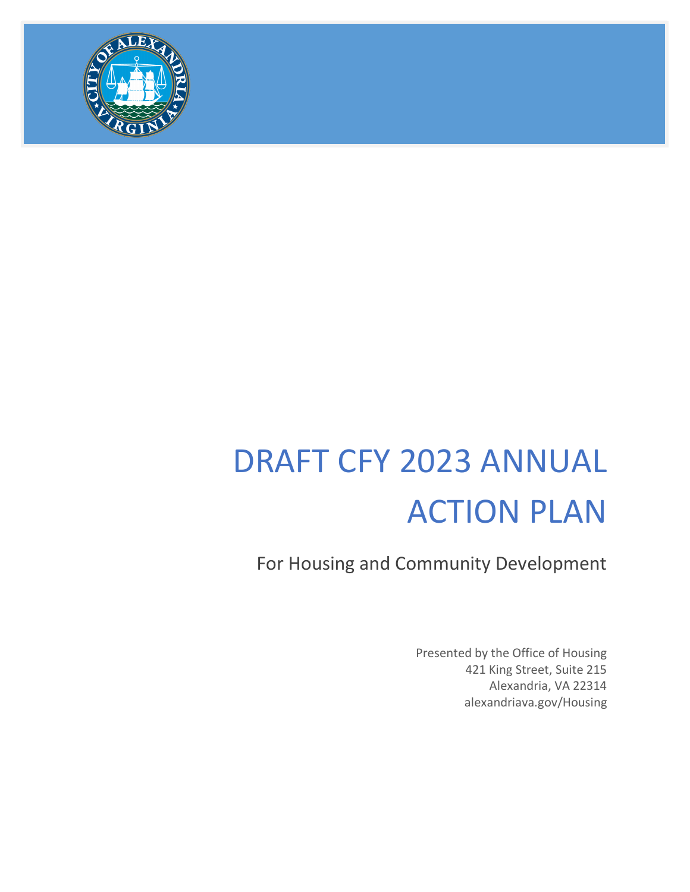# DRAFT CFY 2023 ANNUAL ACTION PLAN

For Housing and Community Development

Presented by the Office of Housing
421 King Street, Suite 215
Alexandria, VA 22314
alexandriava.gov/Housing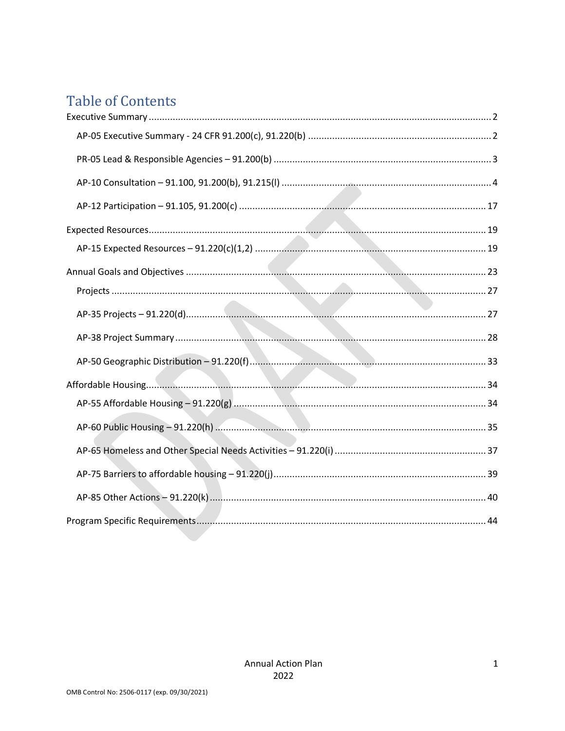# Table of Contents

Executive Summary ........................................................................................................................ 2

- AP-05 Executive Summary - 24 CFR 91.200(c), 91.220(b) ........................................................ 2
- PR-05 Lead & Responsible Agencies – 91.200(b) ..................................................................... 3
- AP-10 Consultation – 91.100, 91.200(b), 91.215(l) .................................................................. 4
- AP-12 Participation – 91.105, 91.200(c) .................................................................................. 17

Expected Resources...................................................................................................................... 19

- AP-15 Expected Resources – 91.220(c)(1,2) ............................................................................ 19

Annual Goals and Objectives ........................................................................................................ 23

- Projects .................................................................................................................................. 27
- AP-35 Projects – 91.220(d)....................................................................................................... 27
- AP-38 Project Summary ........................................................................................................... 28
- AP-50 Geographic Distribution – 91.220(f)............................................................................... 33

Affordable Housing....................................................................................................................... 34

- AP-55 Affordable Housing – 91.220(g) .................................................................................... 34
- AP-60 Public Housing – 91.220(h) ........................................................................................... 35
- AP-65 Homeless and Other Special Needs Activities – 91.220(i) ............................................. 37
- AP-75 Barriers to affordable housing – 91.220(j)..................................................................... 39
- AP-85 Other Actions – 91.220(k) ............................................................................................. 40

Program Specific Requirements.................................................................................................... 44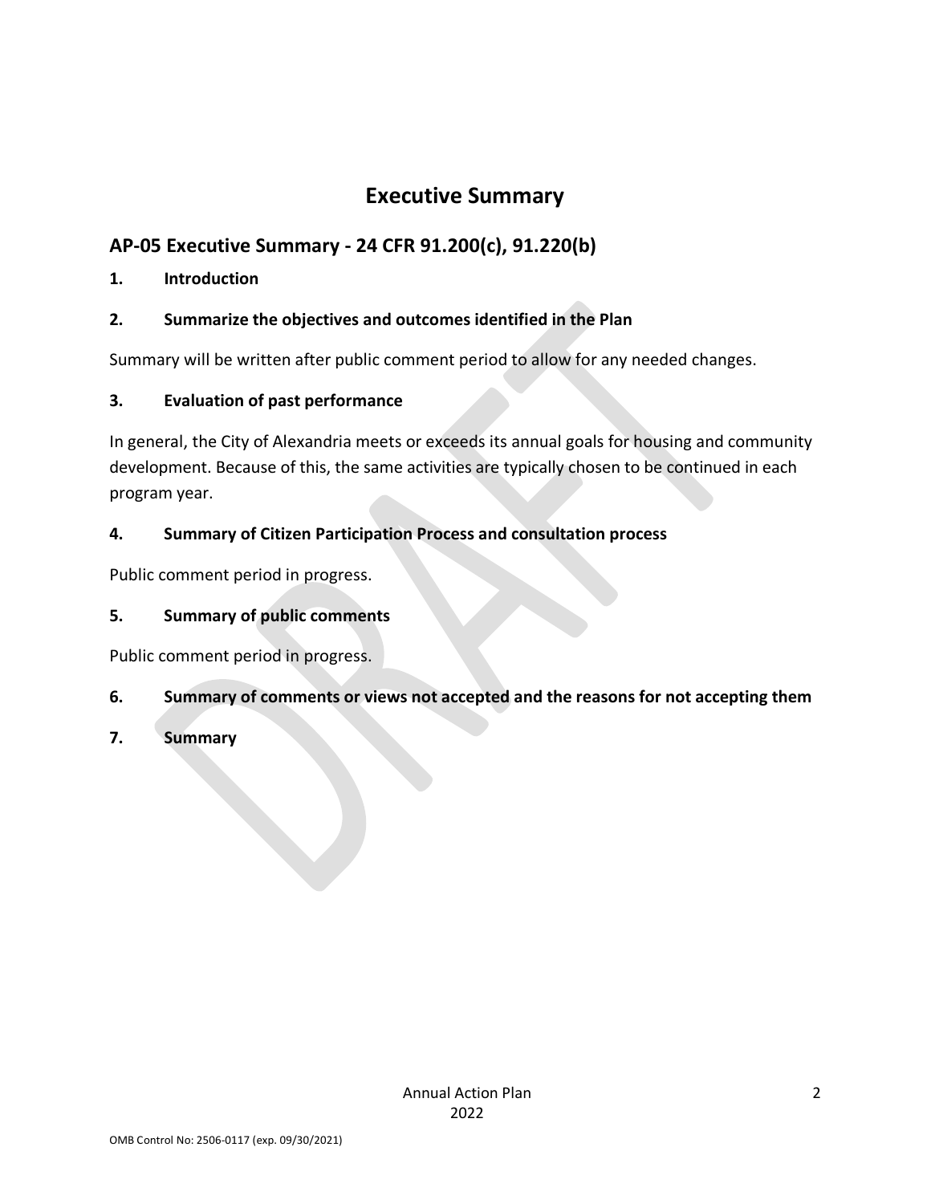# Executive Summary

## AP-05 Executive Summary - 24 CFR 91.200(c), 91.220(b)

**1. Introduction**

**2. Summarize the objectives and outcomes identified in the Plan**

Summary will be written after public comment period to allow for any needed changes.

**3. Evaluation of past performance**

In general, the City of Alexandria meets or exceeds its annual goals for housing and community development. Because of this, the same activities are typically chosen to be continued in each program year.

**4. Summary of Citizen Participation Process and consultation process**

Public comment period in progress.

**5. Summary of public comments**

Public comment period in progress.

**6. Summary of comments or views not accepted and the reasons for not accepting them**

**7. Summary**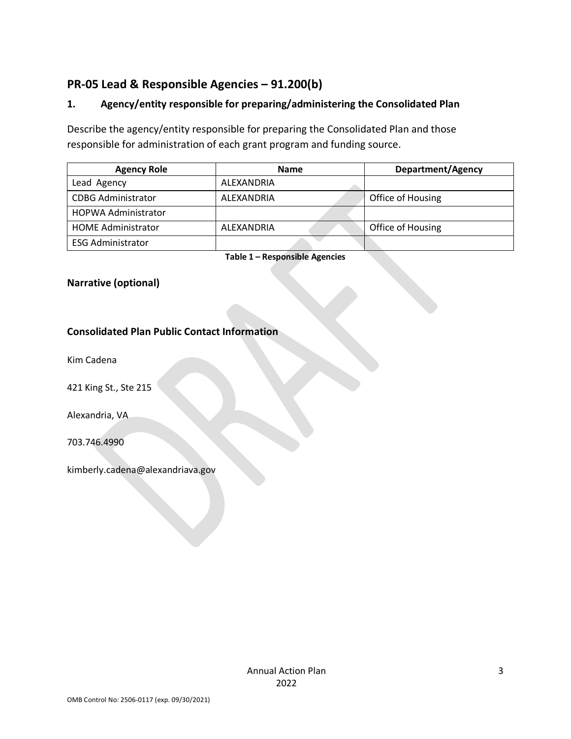## PR-05 Lead & Responsible Agencies – 91.200(b)

### 1. Agency/entity responsible for preparing/administering the Consolidated Plan

Describe the agency/entity responsible for preparing the Consolidated Plan and those responsible for administration of each grant program and funding source.

| Agency Role | Name | Department/Agency |
|---|---|---|
| Lead Agency | ALEXANDRIA | |
| CDBG Administrator | ALEXANDRIA | Office of Housing |
| HOPWA Administrator | | |
| HOME Administrator | ALEXANDRIA | Office of Housing |
| ESG Administrator | | |

**Table 1 – Responsible Agencies**

### Narrative (optional)

### Consolidated Plan Public Contact Information

Kim Cadena

421 King St., Ste 215

Alexandria, VA

703.746.4990

kimberly.cadena@alexandriava.gov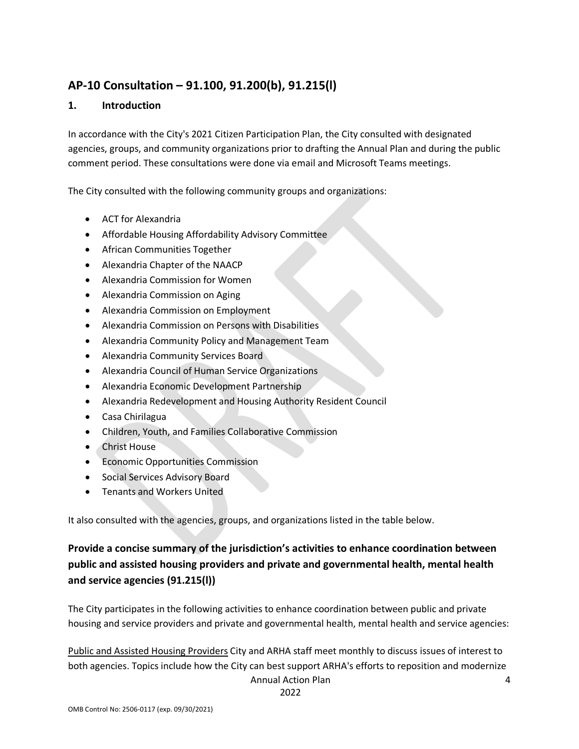## AP-10 Consultation – 91.100, 91.200(b), 91.215(l)

### 1. Introduction

In accordance with the City's 2021 Citizen Participation Plan, the City consulted with designated agencies, groups, and community organizations prior to drafting the Annual Plan and during the public comment period. These consultations were done via email and Microsoft Teams meetings.

The City consulted with the following community groups and organizations:

- ACT for Alexandria
- Affordable Housing Affordability Advisory Committee
- African Communities Together
- Alexandria Chapter of the NAACP
- Alexandria Commission for Women
- Alexandria Commission on Aging
- Alexandria Commission on Employment
- Alexandria Commission on Persons with Disabilities
- Alexandria Community Policy and Management Team
- Alexandria Community Services Board
- Alexandria Council of Human Service Organizations
- Alexandria Economic Development Partnership
- Alexandria Redevelopment and Housing Authority Resident Council
- Casa Chirilagua
- Children, Youth, and Families Collaborative Commission
- Christ House
- Economic Opportunities Commission
- Social Services Advisory Board
- Tenants and Workers United

It also consulted with the agencies, groups, and organizations listed in the table below.

### Provide a concise summary of the jurisdiction's activities to enhance coordination between public and assisted housing providers and private and governmental health, mental health and service agencies (91.215(l))

The City participates in the following activities to enhance coordination between public and private housing and service providers and private and governmental health, mental health and service agencies:

Public and Assisted Housing Providers City and ARHA staff meet monthly to discuss issues of interest to both agencies. Topics include how the City can best support ARHA's efforts to reposition and modernize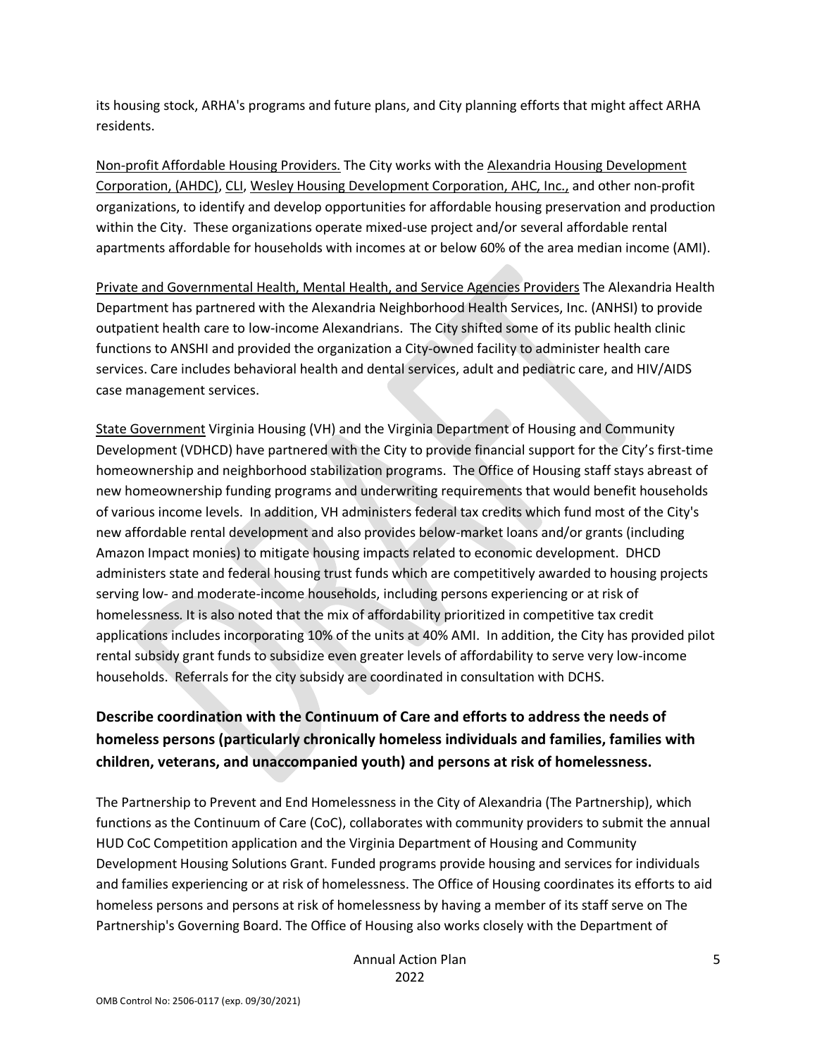its housing stock, ARHA's programs and future plans, and City planning efforts that might affect ARHA residents.

Non-profit Affordable Housing Providers. The City works with the Alexandria Housing Development Corporation, (AHDC), CLI, Wesley Housing Development Corporation, AHC, Inc., and other non-profit organizations, to identify and develop opportunities for affordable housing preservation and production within the City. These organizations operate mixed-use project and/or several affordable rental apartments affordable for households with incomes at or below 60% of the area median income (AMI).

Private and Governmental Health, Mental Health, and Service Agencies Providers The Alexandria Health Department has partnered with the Alexandria Neighborhood Health Services, Inc. (ANHSI) to provide outpatient health care to low-income Alexandrians. The City shifted some of its public health clinic functions to ANSHI and provided the organization a City-owned facility to administer health care services. Care includes behavioral health and dental services, adult and pediatric care, and HIV/AIDS case management services.

State Government Virginia Housing (VH) and the Virginia Department of Housing and Community Development (VDHCD) have partnered with the City to provide financial support for the City's first-time homeownership and neighborhood stabilization programs. The Office of Housing staff stays abreast of new homeownership funding programs and underwriting requirements that would benefit households of various income levels. In addition, VH administers federal tax credits which fund most of the City's new affordable rental development and also provides below-market loans and/or grants (including Amazon Impact monies) to mitigate housing impacts related to economic development. DHCD administers state and federal housing trust funds which are competitively awarded to housing projects serving low- and moderate-income households, including persons experiencing or at risk of homelessness. It is also noted that the mix of affordability prioritized in competitive tax credit applications includes incorporating 10% of the units at 40% AMI. In addition, the City has provided pilot rental subsidy grant funds to subsidize even greater levels of affordability to serve very low-income households. Referrals for the city subsidy are coordinated in consultation with DCHS.

## Describe coordination with the Continuum of Care and efforts to address the needs of homeless persons (particularly chronically homeless individuals and families, families with children, veterans, and unaccompanied youth) and persons at risk of homelessness.

The Partnership to Prevent and End Homelessness in the City of Alexandria (The Partnership), which functions as the Continuum of Care (CoC), collaborates with community providers to submit the annual HUD CoC Competition application and the Virginia Department of Housing and Community Development Housing Solutions Grant. Funded programs provide housing and services for individuals and families experiencing or at risk of homelessness. The Office of Housing coordinates its efforts to aid homeless persons and persons at risk of homelessness by having a member of its staff serve on The Partnership's Governing Board. The Office of Housing also works closely with the Department of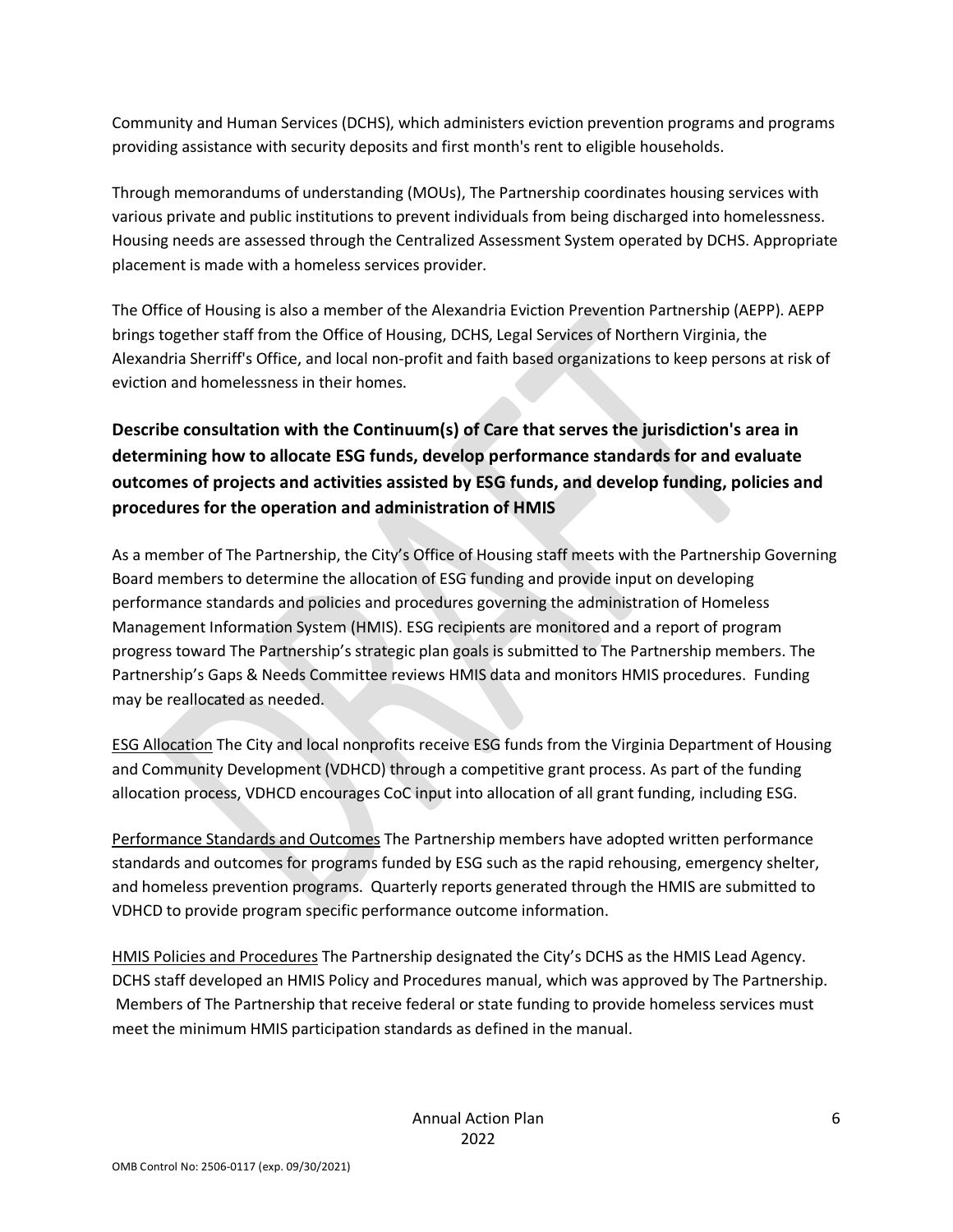Community and Human Services (DCHS), which administers eviction prevention programs and programs providing assistance with security deposits and first month's rent to eligible households.

Through memorandums of understanding (MOUs), The Partnership coordinates housing services with various private and public institutions to prevent individuals from being discharged into homelessness. Housing needs are assessed through the Centralized Assessment System operated by DCHS. Appropriate placement is made with a homeless services provider.

The Office of Housing is also a member of the Alexandria Eviction Prevention Partnership (AEPP). AEPP brings together staff from the Office of Housing, DCHS, Legal Services of Northern Virginia, the Alexandria Sherriff's Office, and local non-profit and faith based organizations to keep persons at risk of eviction and homelessness in their homes.

## Describe consultation with the Continuum(s) of Care that serves the jurisdiction's area in determining how to allocate ESG funds, develop performance standards for and evaluate outcomes of projects and activities assisted by ESG funds, and develop funding, policies and procedures for the operation and administration of HMIS

As a member of The Partnership, the City's Office of Housing staff meets with the Partnership Governing Board members to determine the allocation of ESG funding and provide input on developing performance standards and policies and procedures governing the administration of Homeless Management Information System (HMIS). ESG recipients are monitored and a report of program progress toward The Partnership's strategic plan goals is submitted to The Partnership members. The Partnership's Gaps & Needs Committee reviews HMIS data and monitors HMIS procedures. Funding may be reallocated as needed.

ESG Allocation The City and local nonprofits receive ESG funds from the Virginia Department of Housing and Community Development (VDHCD) through a competitive grant process. As part of the funding allocation process, VDHCD encourages CoC input into allocation of all grant funding, including ESG.

Performance Standards and Outcomes The Partnership members have adopted written performance standards and outcomes for programs funded by ESG such as the rapid rehousing, emergency shelter, and homeless prevention programs. Quarterly reports generated through the HMIS are submitted to VDHCD to provide program specific performance outcome information.

HMIS Policies and Procedures The Partnership designated the City's DCHS as the HMIS Lead Agency. DCHS staff developed an HMIS Policy and Procedures manual, which was approved by The Partnership. Members of The Partnership that receive federal or state funding to provide homeless services must meet the minimum HMIS participation standards as defined in the manual.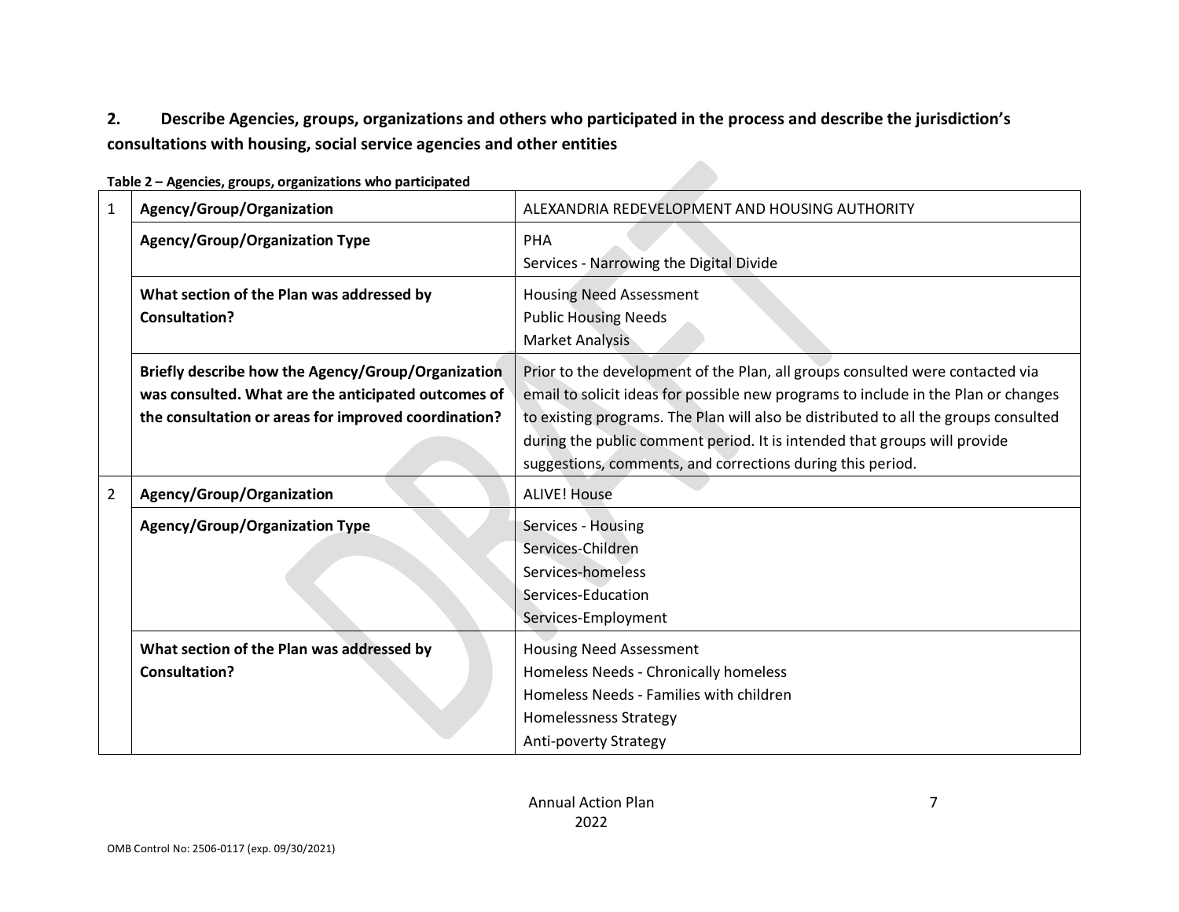**2. Describe Agencies, groups, organizations and others who participated in the process and describe the jurisdiction's consultations with housing, social service agencies and other entities**

**Table 2 – Agencies, groups, organizations who participated**

| | | |
|---|---|---|
| 1 | **Agency/Group/Organization** | ALEXANDRIA REDEVELOPMENT AND HOUSING AUTHORITY |
| | **Agency/Group/Organization Type** | PHA<br>Services - Narrowing the Digital Divide |
| | **What section of the Plan was addressed by Consultation?** | Housing Need Assessment<br>Public Housing Needs<br>Market Analysis |
| | **Briefly describe how the Agency/Group/Organization was consulted. What are the anticipated outcomes of the consultation or areas for improved coordination?** | Prior to the development of the Plan, all groups consulted were contacted via email to solicit ideas for possible new programs to include in the Plan or changes to existing programs. The Plan will also be distributed to all the groups consulted during the public comment period. It is intended that groups will provide suggestions, comments, and corrections during this period. |
| 2 | **Agency/Group/Organization** | ALIVE! House |
| | **Agency/Group/Organization Type** | Services - Housing<br>Services-Children<br>Services-homeless<br>Services-Education<br>Services-Employment |
| | **What section of the Plan was addressed by Consultation?** | Housing Need Assessment<br>Homeless Needs - Chronically homeless<br>Homeless Needs - Families with children<br>Homelessness Strategy<br>Anti-poverty Strategy |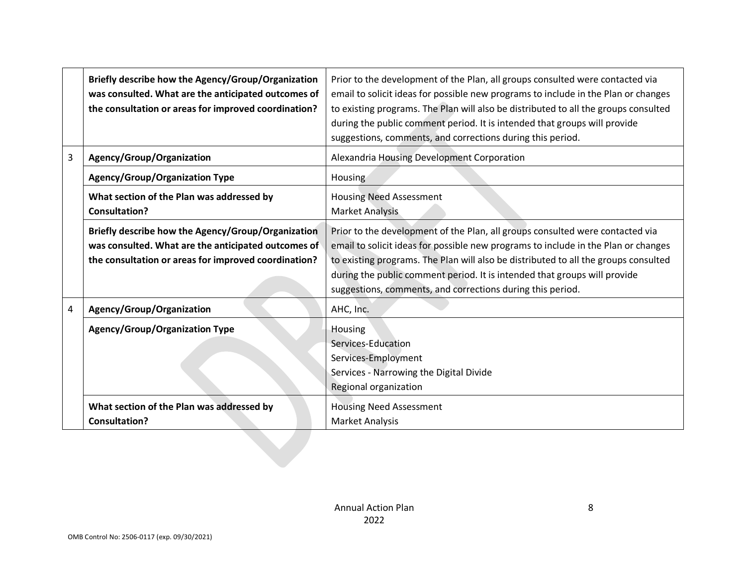| | | |
|---|---|---|
| | **Briefly describe how the Agency/Group/Organization was consulted. What are the anticipated outcomes of the consultation or areas for improved coordination?** | Prior to the development of the Plan, all groups consulted were contacted via email to solicit ideas for possible new programs to include in the Plan or changes to existing programs. The Plan will also be distributed to all the groups consulted during the public comment period. It is intended that groups will provide suggestions, comments, and corrections during this period. |
| 3 | **Agency/Group/Organization** | Alexandria Housing Development Corporation |
| | **Agency/Group/Organization Type** | Housing |
| | **What section of the Plan was addressed by Consultation?** | Housing Need Assessment<br>Market Analysis |
| | **Briefly describe how the Agency/Group/Organization was consulted. What are the anticipated outcomes of the consultation or areas for improved coordination?** | Prior to the development of the Plan, all groups consulted were contacted via email to solicit ideas for possible new programs to include in the Plan or changes to existing programs. The Plan will also be distributed to all the groups consulted during the public comment period. It is intended that groups will provide suggestions, comments, and corrections during this period. |
| 4 | **Agency/Group/Organization** | AHC, Inc. |
| | **Agency/Group/Organization Type** | Housing<br>Services-Education<br>Services-Employment<br>Services - Narrowing the Digital Divide<br>Regional organization |
| | **What section of the Plan was addressed by Consultation?** | Housing Need Assessment<br>Market Analysis |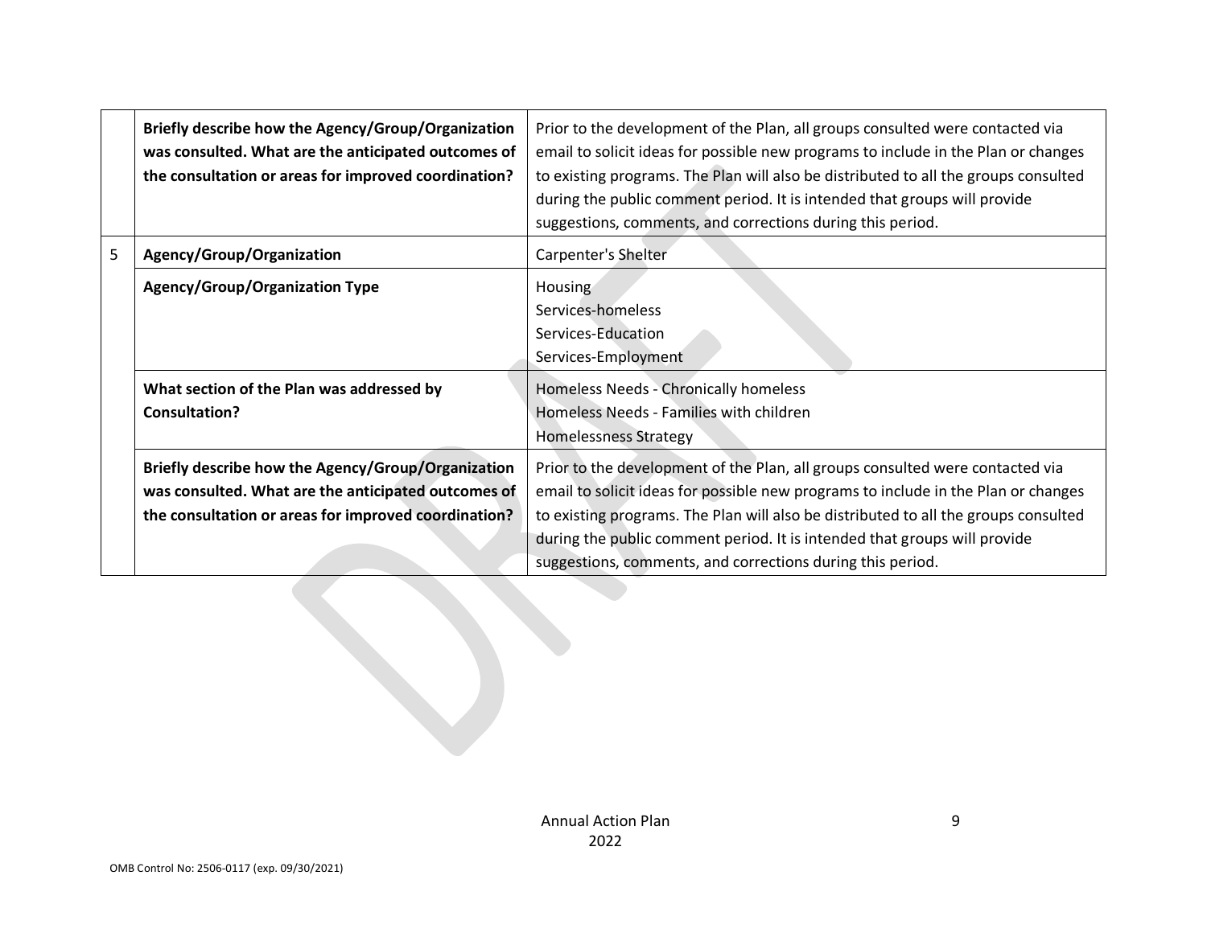| | | |
|---|---|---|
| | **Briefly describe how the Agency/Group/Organization was consulted. What are the anticipated outcomes of the consultation or areas for improved coordination?** | Prior to the development of the Plan, all groups consulted were contacted via email to solicit ideas for possible new programs to include in the Plan or changes to existing programs. The Plan will also be distributed to all the groups consulted during the public comment period. It is intended that groups will provide suggestions, comments, and corrections during this period. |
| 5 | **Agency/Group/Organization** | Carpenter's Shelter |
| | **Agency/Group/Organization Type** | Housing<br>Services-homeless<br>Services-Education<br>Services-Employment |
| | **What section of the Plan was addressed by Consultation?** | Homeless Needs - Chronically homeless<br>Homeless Needs - Families with children<br>Homelessness Strategy |
| | **Briefly describe how the Agency/Group/Organization was consulted. What are the anticipated outcomes of the consultation or areas for improved coordination?** | Prior to the development of the Plan, all groups consulted were contacted via email to solicit ideas for possible new programs to include in the Plan or changes to existing programs. The Plan will also be distributed to all the groups consulted during the public comment period. It is intended that groups will provide suggestions, comments, and corrections during this period. |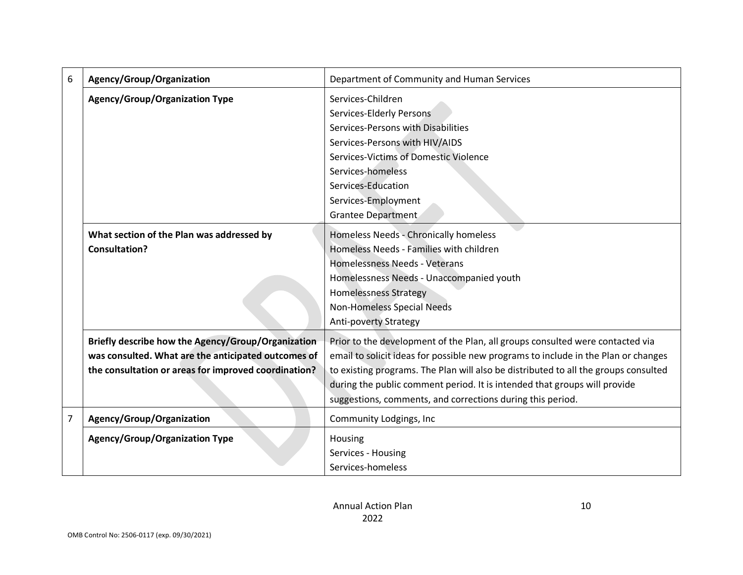| | | |
|---|---|---|
| 6 | **Agency/Group/Organization** | Department of Community and Human Services |
| | **Agency/Group/Organization Type** | Services-Children<br>Services-Elderly Persons<br>Services-Persons with Disabilities<br>Services-Persons with HIV/AIDS<br>Services-Victims of Domestic Violence<br>Services-homeless<br>Services-Education<br>Services-Employment<br>Grantee Department |
| | **What section of the Plan was addressed by Consultation?** | Homeless Needs - Chronically homeless<br>Homeless Needs - Families with children<br>Homelessness Needs - Veterans<br>Homelessness Needs - Unaccompanied youth<br>Homelessness Strategy<br>Non-Homeless Special Needs<br>Anti-poverty Strategy |
| | **Briefly describe how the Agency/Group/Organization was consulted. What are the anticipated outcomes of the consultation or areas for improved coordination?** | Prior to the development of the Plan, all groups consulted were contacted via email to solicit ideas for possible new programs to include in the Plan or changes to existing programs. The Plan will also be distributed to all the groups consulted during the public comment period. It is intended that groups will provide suggestions, comments, and corrections during this period. |
| 7 | **Agency/Group/Organization** | Community Lodgings, Inc |
| | **Agency/Group/Organization Type** | Housing<br>Services - Housing<br>Services-homeless |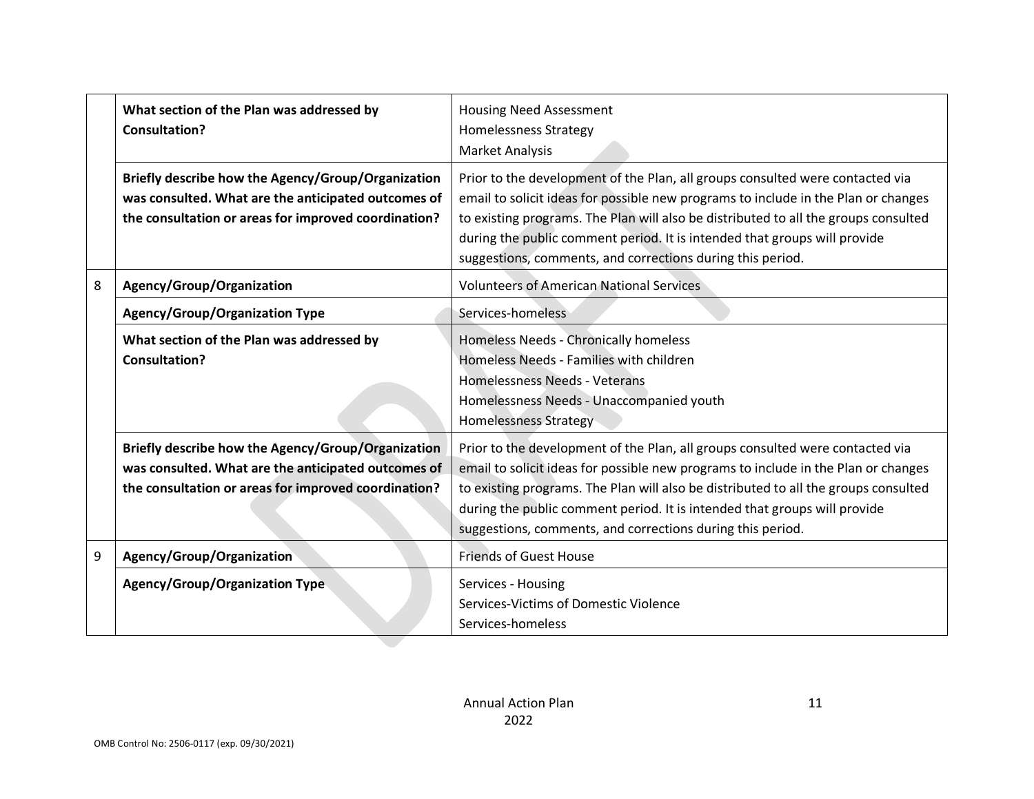| | | |
|---|---|---|
| | **What section of the Plan was addressed by Consultation?** | Housing Need Assessment<br>Homelessness Strategy<br>Market Analysis |
| | **Briefly describe how the Agency/Group/Organization was consulted. What are the anticipated outcomes of the consultation or areas for improved coordination?** | Prior to the development of the Plan, all groups consulted were contacted via email to solicit ideas for possible new programs to include in the Plan or changes to existing programs. The Plan will also be distributed to all the groups consulted during the public comment period. It is intended that groups will provide suggestions, comments, and corrections during this period. |
| 8 | **Agency/Group/Organization** | Volunteers of American National Services |
| | **Agency/Group/Organization Type** | Services-homeless |
| | **What section of the Plan was addressed by Consultation?** | Homeless Needs - Chronically homeless<br>Homeless Needs - Families with children<br>Homelessness Needs - Veterans<br>Homelessness Needs - Unaccompanied youth<br>Homelessness Strategy |
| | **Briefly describe how the Agency/Group/Organization was consulted. What are the anticipated outcomes of the consultation or areas for improved coordination?** | Prior to the development of the Plan, all groups consulted were contacted via email to solicit ideas for possible new programs to include in the Plan or changes to existing programs. The Plan will also be distributed to all the groups consulted during the public comment period. It is intended that groups will provide suggestions, comments, and corrections during this period. |
| 9 | **Agency/Group/Organization** | Friends of Guest House |
| | **Agency/Group/Organization Type** | Services - Housing<br>Services-Victims of Domestic Violence<br>Services-homeless |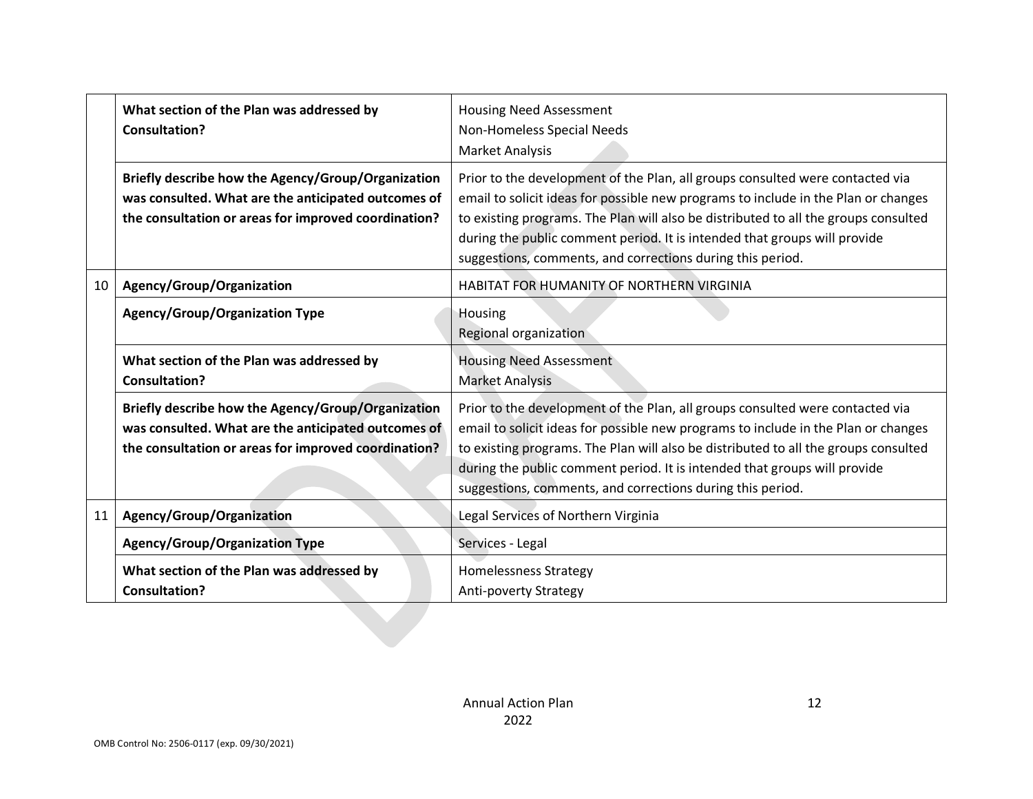| | | |
|---|---|---|
| | **What section of the Plan was addressed by Consultation?** | Housing Need Assessment<br>Non-Homeless Special Needs<br>Market Analysis |
| | **Briefly describe how the Agency/Group/Organization was consulted. What are the anticipated outcomes of the consultation or areas for improved coordination?** | Prior to the development of the Plan, all groups consulted were contacted via email to solicit ideas for possible new programs to include in the Plan or changes to existing programs. The Plan will also be distributed to all the groups consulted during the public comment period. It is intended that groups will provide suggestions, comments, and corrections during this period. |
| 10 | **Agency/Group/Organization** | HABITAT FOR HUMANITY OF NORTHERN VIRGINIA |
| | **Agency/Group/Organization Type** | Housing<br>Regional organization |
| | **What section of the Plan was addressed by Consultation?** | Housing Need Assessment<br>Market Analysis |
| | **Briefly describe how the Agency/Group/Organization was consulted. What are the anticipated outcomes of the consultation or areas for improved coordination?** | Prior to the development of the Plan, all groups consulted were contacted via email to solicit ideas for possible new programs to include in the Plan or changes to existing programs. The Plan will also be distributed to all the groups consulted during the public comment period. It is intended that groups will provide suggestions, comments, and corrections during this period. |
| 11 | **Agency/Group/Organization** | Legal Services of Northern Virginia |
| | **Agency/Group/Organization Type** | Services - Legal |
| | **What section of the Plan was addressed by Consultation?** | Homelessness Strategy<br>Anti-poverty Strategy |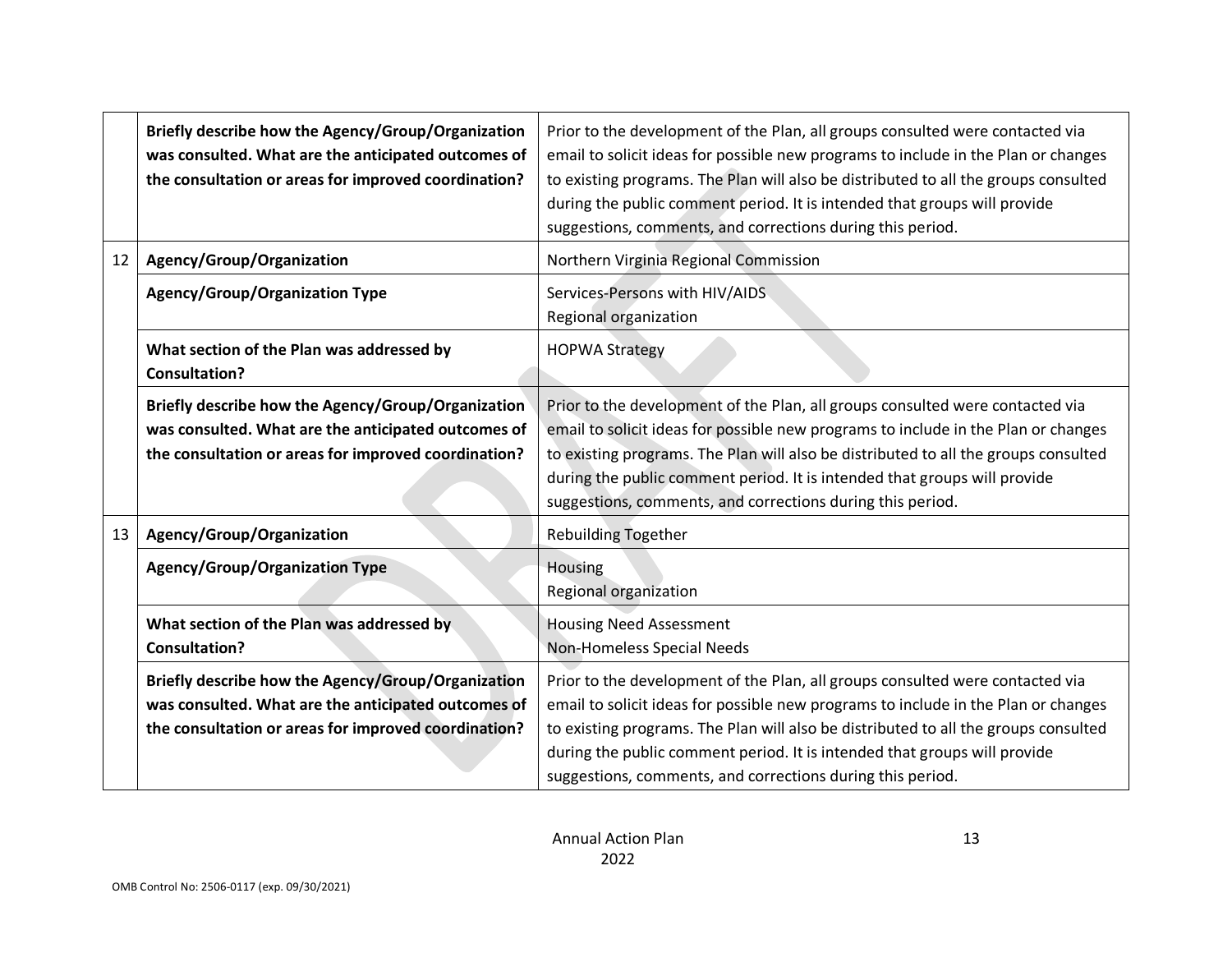| | | |
|---|---|---|
| | **Briefly describe how the Agency/Group/Organization was consulted. What are the anticipated outcomes of the consultation or areas for improved coordination?** | Prior to the development of the Plan, all groups consulted were contacted via email to solicit ideas for possible new programs to include in the Plan or changes to existing programs. The Plan will also be distributed to all the groups consulted during the public comment period. It is intended that groups will provide suggestions, comments, and corrections during this period. |
| 12 | **Agency/Group/Organization** | Northern Virginia Regional Commission |
| | **Agency/Group/Organization Type** | Services-Persons with HIV/AIDS<br>Regional organization |
| | **What section of the Plan was addressed by Consultation?** | HOPWA Strategy |
| | **Briefly describe how the Agency/Group/Organization was consulted. What are the anticipated outcomes of the consultation or areas for improved coordination?** | Prior to the development of the Plan, all groups consulted were contacted via email to solicit ideas for possible new programs to include in the Plan or changes to existing programs. The Plan will also be distributed to all the groups consulted during the public comment period. It is intended that groups will provide suggestions, comments, and corrections during this period. |
| 13 | **Agency/Group/Organization** | Rebuilding Together |
| | **Agency/Group/Organization Type** | Housing<br>Regional organization |
| | **What section of the Plan was addressed by Consultation?** | Housing Need Assessment<br>Non-Homeless Special Needs |
| | **Briefly describe how the Agency/Group/Organization was consulted. What are the anticipated outcomes of the consultation or areas for improved coordination?** | Prior to the development of the Plan, all groups consulted were contacted via email to solicit ideas for possible new programs to include in the Plan or changes to existing programs. The Plan will also be distributed to all the groups consulted during the public comment period. It is intended that groups will provide suggestions, comments, and corrections during this period. |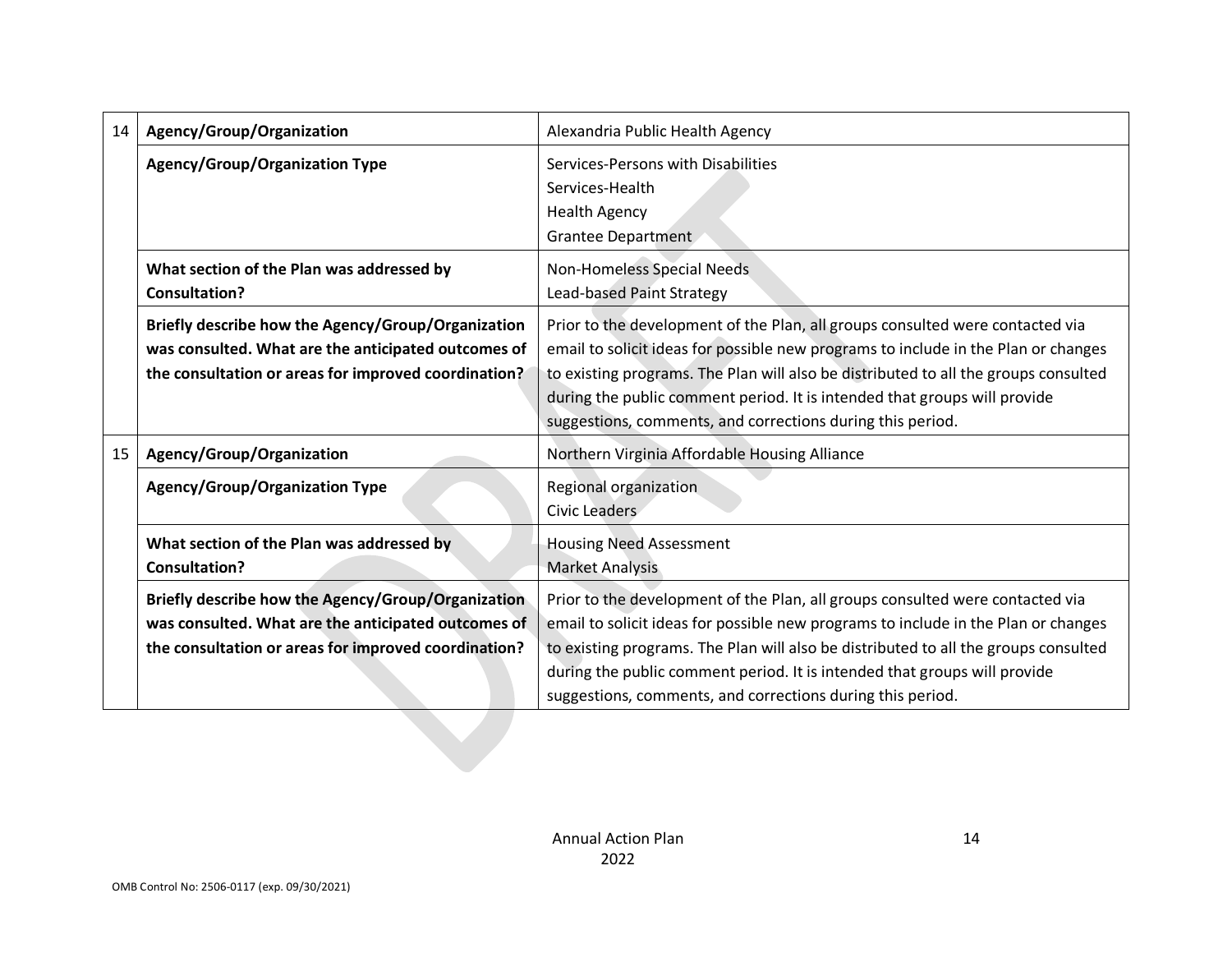| | | |
|---|---|---|
| 14 | **Agency/Group/Organization** | Alexandria Public Health Agency |
| | **Agency/Group/Organization Type** | Services-Persons with Disabilities<br>Services-Health<br>Health Agency<br>Grantee Department |
| | **What section of the Plan was addressed by Consultation?** | Non-Homeless Special Needs<br>Lead-based Paint Strategy |
| | **Briefly describe how the Agency/Group/Organization was consulted. What are the anticipated outcomes of the consultation or areas for improved coordination?** | Prior to the development of the Plan, all groups consulted were contacted via email to solicit ideas for possible new programs to include in the Plan or changes to existing programs. The Plan will also be distributed to all the groups consulted during the public comment period. It is intended that groups will provide suggestions, comments, and corrections during this period. |
| 15 | **Agency/Group/Organization** | Northern Virginia Affordable Housing Alliance |
| | **Agency/Group/Organization Type** | Regional organization<br>Civic Leaders |
| | **What section of the Plan was addressed by Consultation?** | Housing Need Assessment<br>Market Analysis |
| | **Briefly describe how the Agency/Group/Organization was consulted. What are the anticipated outcomes of the consultation or areas for improved coordination?** | Prior to the development of the Plan, all groups consulted were contacted via email to solicit ideas for possible new programs to include in the Plan or changes to existing programs. The Plan will also be distributed to all the groups consulted during the public comment period. It is intended that groups will provide suggestions, comments, and corrections during this period. |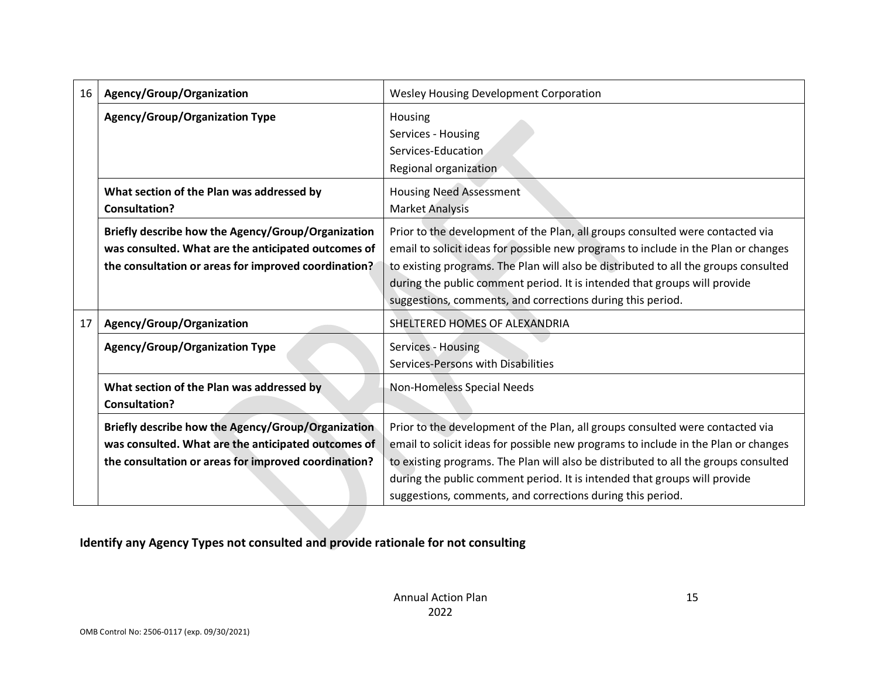| | | |
|---|---|---|
| 16 | **Agency/Group/Organization** | Wesley Housing Development Corporation |
| | **Agency/Group/Organization Type** | Housing<br>Services - Housing<br>Services-Education<br>Regional organization |
| | **What section of the Plan was addressed by Consultation?** | Housing Need Assessment<br>Market Analysis |
| | **Briefly describe how the Agency/Group/Organization was consulted. What are the anticipated outcomes of the consultation or areas for improved coordination?** | Prior to the development of the Plan, all groups consulted were contacted via email to solicit ideas for possible new programs to include in the Plan or changes to existing programs. The Plan will also be distributed to all the groups consulted during the public comment period. It is intended that groups will provide suggestions, comments, and corrections during this period. |
| 17 | **Agency/Group/Organization** | SHELTERED HOMES OF ALEXANDRIA |
| | **Agency/Group/Organization Type** | Services - Housing<br>Services-Persons with Disabilities |
| | **What section of the Plan was addressed by Consultation?** | Non-Homeless Special Needs |
| | **Briefly describe how the Agency/Group/Organization was consulted. What are the anticipated outcomes of the consultation or areas for improved coordination?** | Prior to the development of the Plan, all groups consulted were contacted via email to solicit ideas for possible new programs to include in the Plan or changes to existing programs. The Plan will also be distributed to all the groups consulted during the public comment period. It is intended that groups will provide suggestions, comments, and corrections during this period. |

**Identify any Agency Types not consulted and provide rationale for not consulting**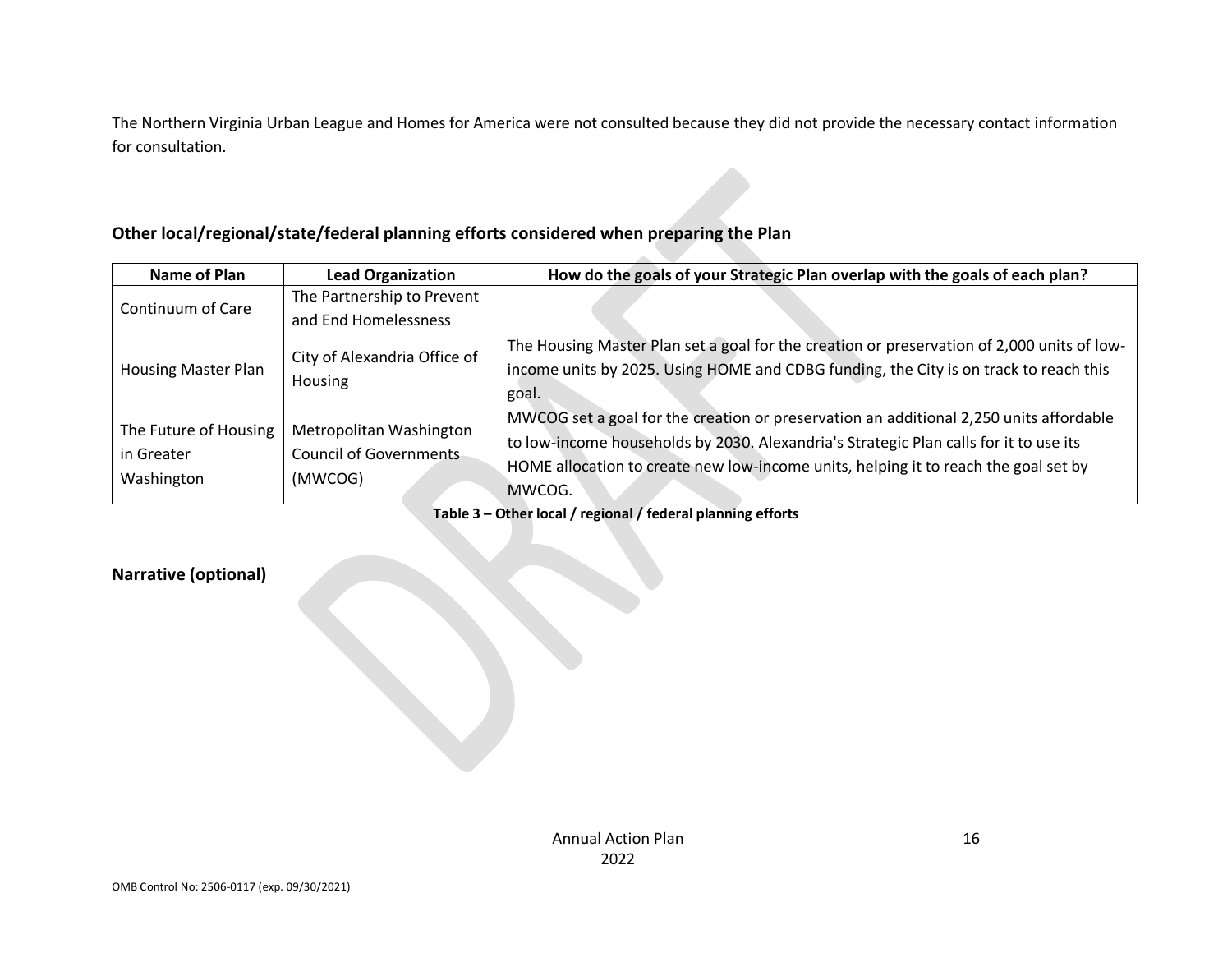The Northern Virginia Urban League and Homes for America were not consulted because they did not provide the necessary contact information for consultation.

### Other local/regional/state/federal planning efforts considered when preparing the Plan

| Name of Plan | Lead Organization | How do the goals of your Strategic Plan overlap with the goals of each plan? |
|---|---|---|
| Continuum of Care | The Partnership to Prevent and End Homelessness | |
| Housing Master Plan | City of Alexandria Office of Housing | The Housing Master Plan set a goal for the creation or preservation of 2,000 units of low-income units by 2025. Using HOME and CDBG funding, the City is on track to reach this goal. |
| The Future of Housing in Greater Washington | Metropolitan Washington Council of Governments (MWCOG) | MWCOG set a goal for the creation or preservation an additional 2,250 units affordable to low-income households by 2030. Alexandria's Strategic Plan calls for it to use its HOME allocation to create new low-income units, helping it to reach the goal set by MWCOG. |

**Table 3 – Other local / regional / federal planning efforts**

### Narrative (optional)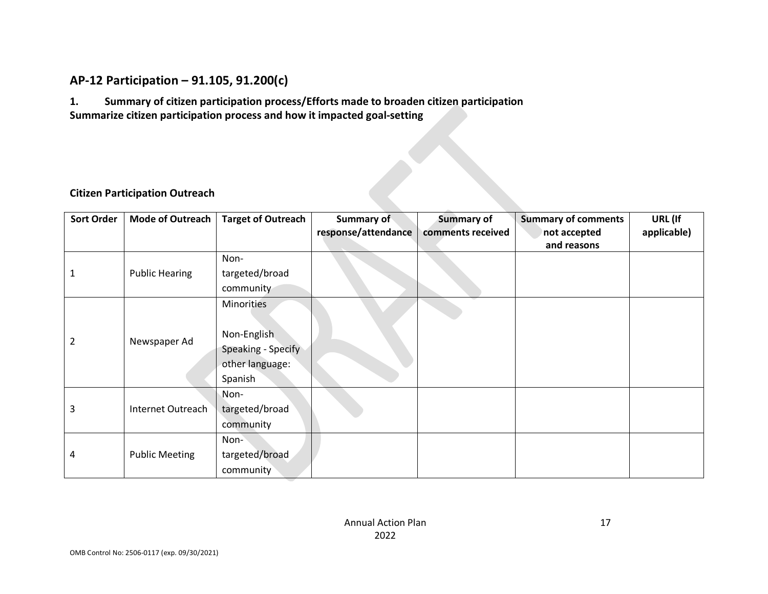## AP-12 Participation – 91.105, 91.200(c)

**1. Summary of citizen participation process/Efforts made to broaden citizen participation**
**Summarize citizen participation process and how it impacted goal-setting**

### Citizen Participation Outreach

| Sort Order | Mode of Outreach | Target of Outreach | Summary of response/attendance | Summary of comments received | Summary of comments not accepted and reasons | URL (If applicable) |
|---|---|---|---|---|---|---|
| 1 | Public Hearing | Non-targeted/broad community | | | | |
| 2 | Newspaper Ad | Minorities<br><br>Non-English Speaking - Specify other language: Spanish | | | | |
| 3 | Internet Outreach | Non-targeted/broad community | | | | |
| 4 | Public Meeting | Non-targeted/broad community | | | | |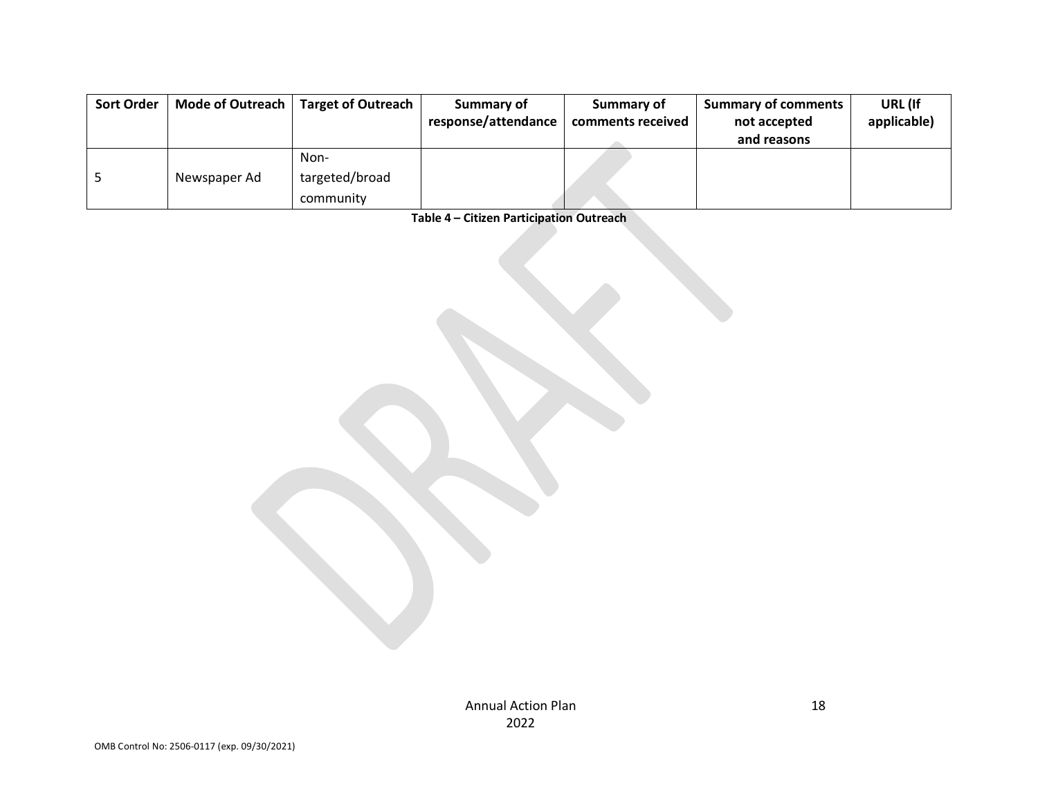| Sort Order | Mode of Outreach | Target of Outreach | Summary of response/attendance | Summary of comments received | Summary of comments not accepted and reasons | URL (If applicable) |
|---|---|---|---|---|---|---|
| 5 | Newspaper Ad | Non-targeted/broad community | | | | |

**Table 4 – Citizen Participation Outreach**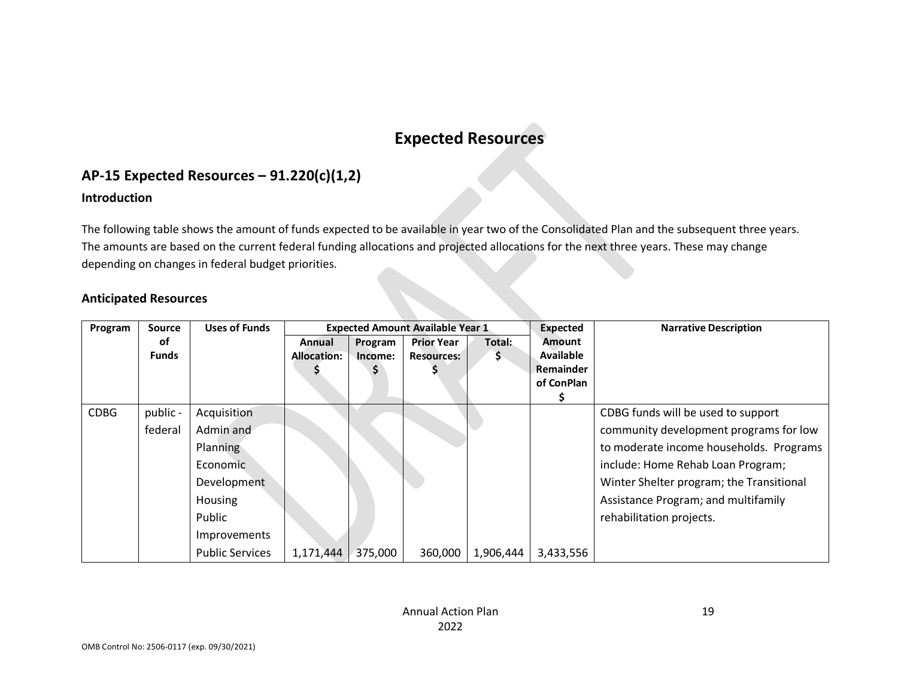# Expected Resources

## AP-15 Expected Resources – 91.220(c)(1,2)

### Introduction

The following table shows the amount of funds expected to be available in year two of the Consolidated Plan and the subsequent three years. The amounts are based on the current federal funding allocations and projected allocations for the next three years. These may change depending on changes in federal budget priorities.

### Anticipated Resources

| Program | Source of Funds | Uses of Funds | Expected Amount Available Year 1 | | | | Expected Amount Available Remainder of ConPlan $ | Narrative Description |
|---|---|---|---|---|---|---|---|---|
| | | | Annual Allocation: $ | Program Income: $ | Prior Year Resources: $ | Total: $ | | |
| CDBG | public - federal | Acquisition<br>Admin and Planning<br>Economic Development<br>Housing<br>Public Improvements<br>Public Services | 1,171,444 | 375,000 | 360,000 | 1,906,444 | 3,433,556 | CDBG funds will be used to support community development programs for low to moderate income households. Programs include: Home Rehab Loan Program; Winter Shelter program; the Transitional Assistance Program; and multifamily rehabilitation projects. |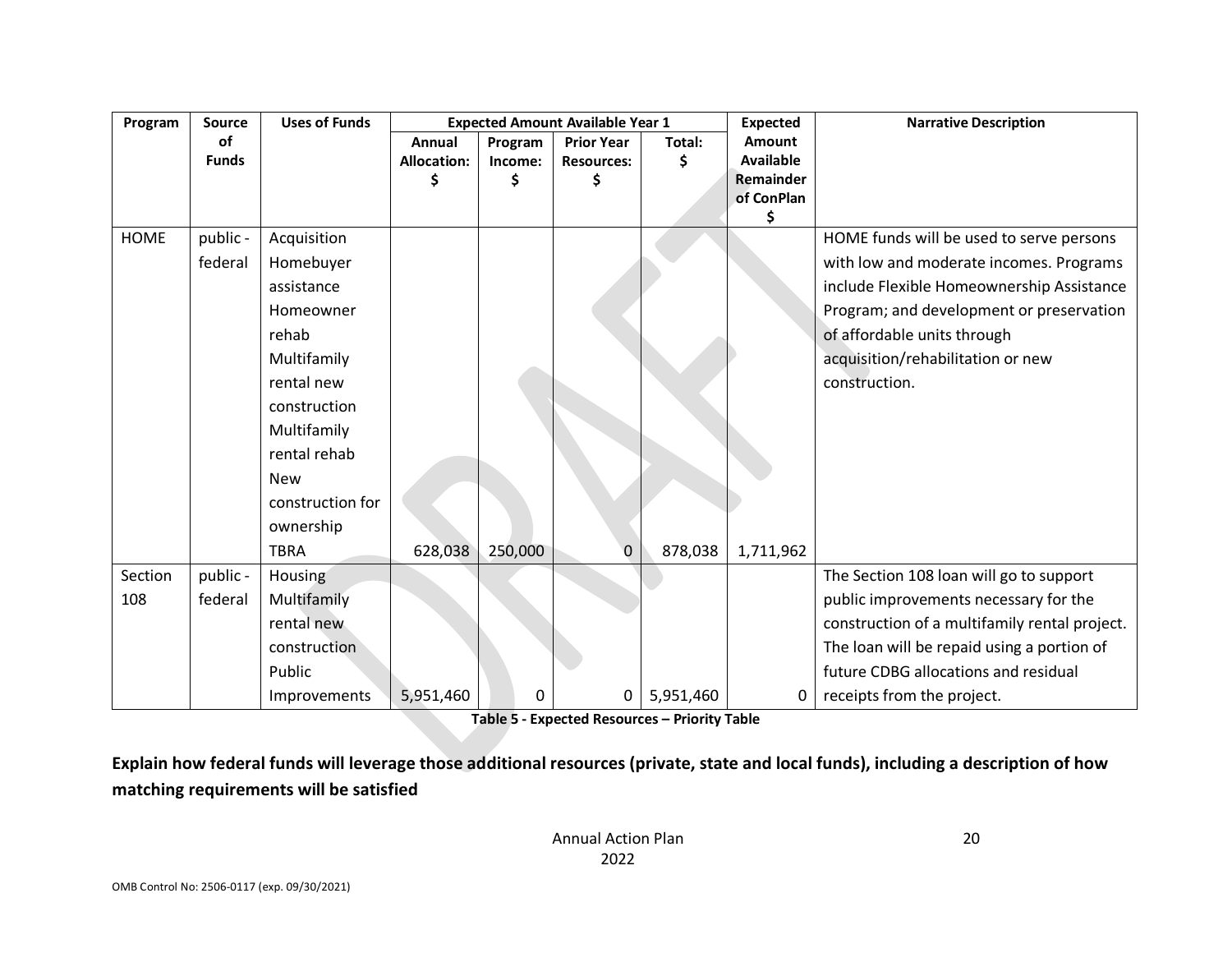| Program | Source of Funds | Uses of Funds | Expected Amount Available Year 1 | | | | Expected Amount Available Remainder of ConPlan $ | Narrative Description |
|---|---|---|---|---|---|---|---|---|
| | | | Annual Allocation: $ | Program Income: $ | Prior Year Resources: $ | Total: $ | | |
| HOME | public - federal | Acquisition Homebuyer assistance Homeowner rehab Multifamily rental new construction Multifamily rental rehab New construction for ownership TBRA | 628,038 | 250,000 | 0 | 878,038 | 1,711,962 | HOME funds will be used to serve persons with low and moderate incomes. Programs include Flexible Homeownership Assistance Program; and development or preservation of affordable units through acquisition/rehabilitation or new construction. |
| Section 108 | public - federal | Housing Multifamily rental new construction Public Improvements | 5,951,460 | 0 | 0 | 5,951,460 | 0 | The Section 108 loan will go to support public improvements necessary for the construction of a multifamily rental project. The loan will be repaid using a portion of future CDBG allocations and residual receipts from the project. |

**Table 5 - Expected Resources – Priority Table**

**Explain how federal funds will leverage those additional resources (private, state and local funds), including a description of how matching requirements will be satisfied**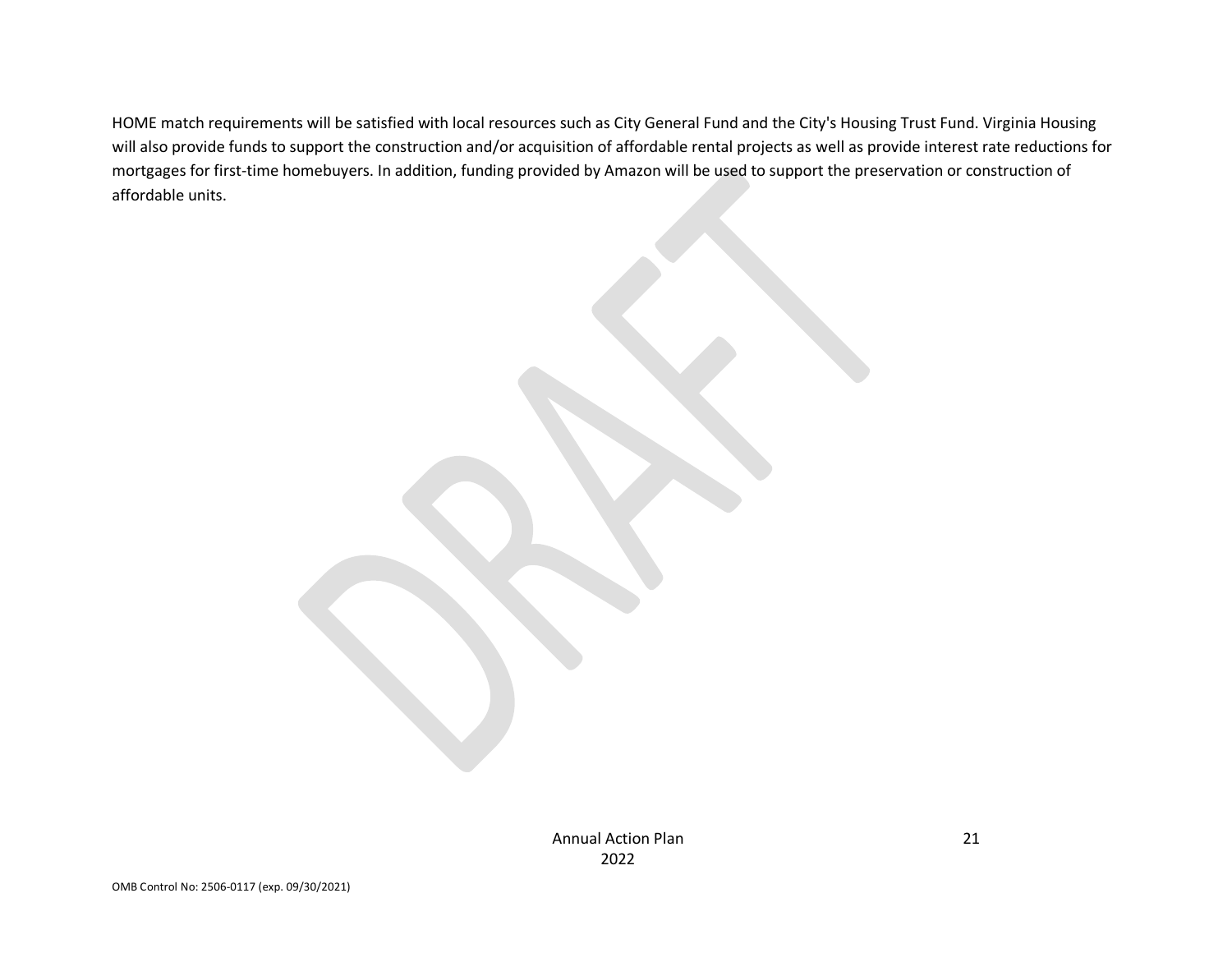HOME match requirements will be satisfied with local resources such as City General Fund and the City's Housing Trust Fund. Virginia Housing will also provide funds to support the construction and/or acquisition of affordable rental projects as well as provide interest rate reductions for mortgages for first-time homebuyers. In addition, funding provided by Amazon will be used to support the preservation or construction of affordable units.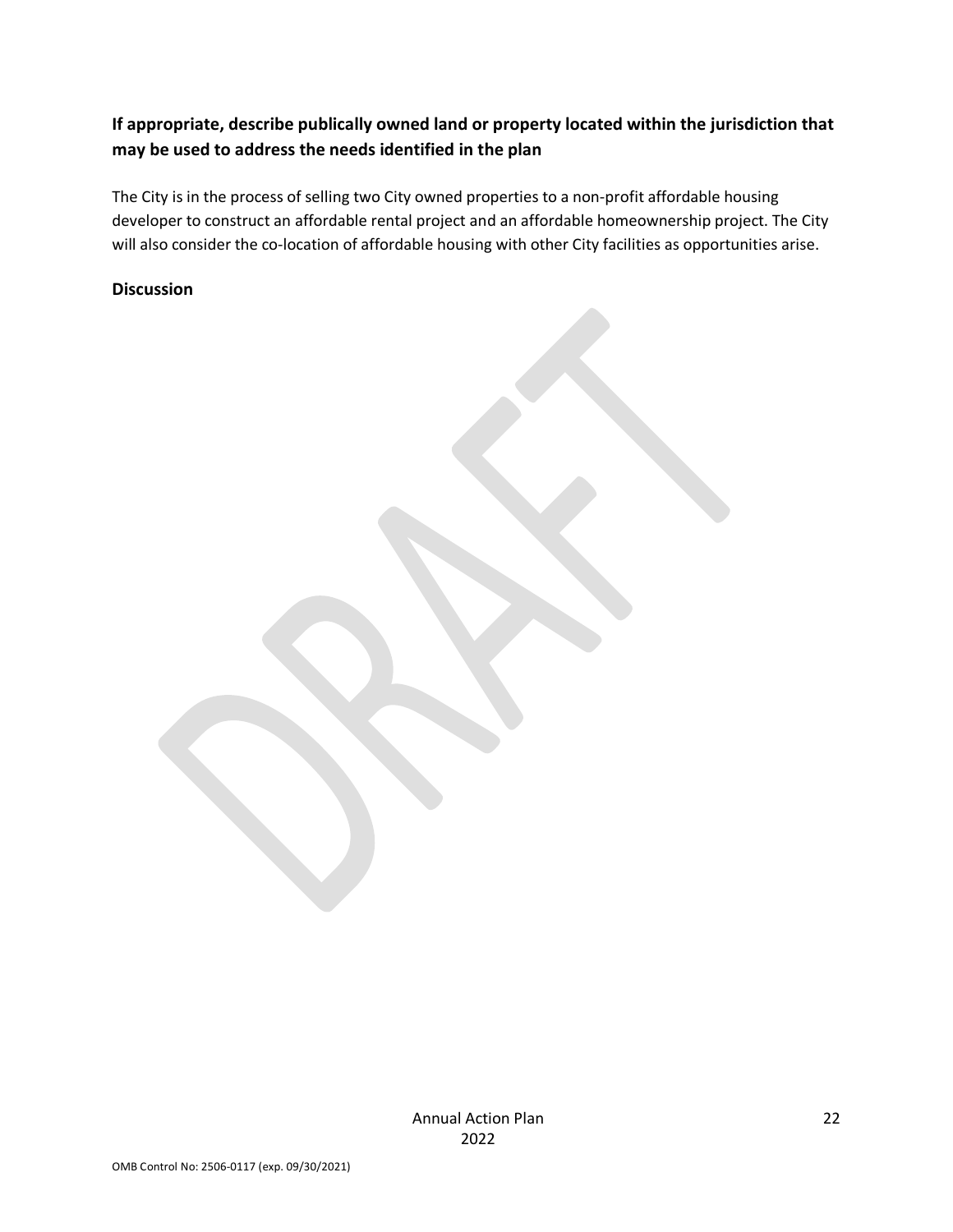**If appropriate, describe publically owned land or property located within the jurisdiction that may be used to address the needs identified in the plan**

The City is in the process of selling two City owned properties to a non-profit affordable housing developer to construct an affordable rental project and an affordable homeownership project. The City will also consider the co-location of affordable housing with other City facilities as opportunities arise.

**Discussion**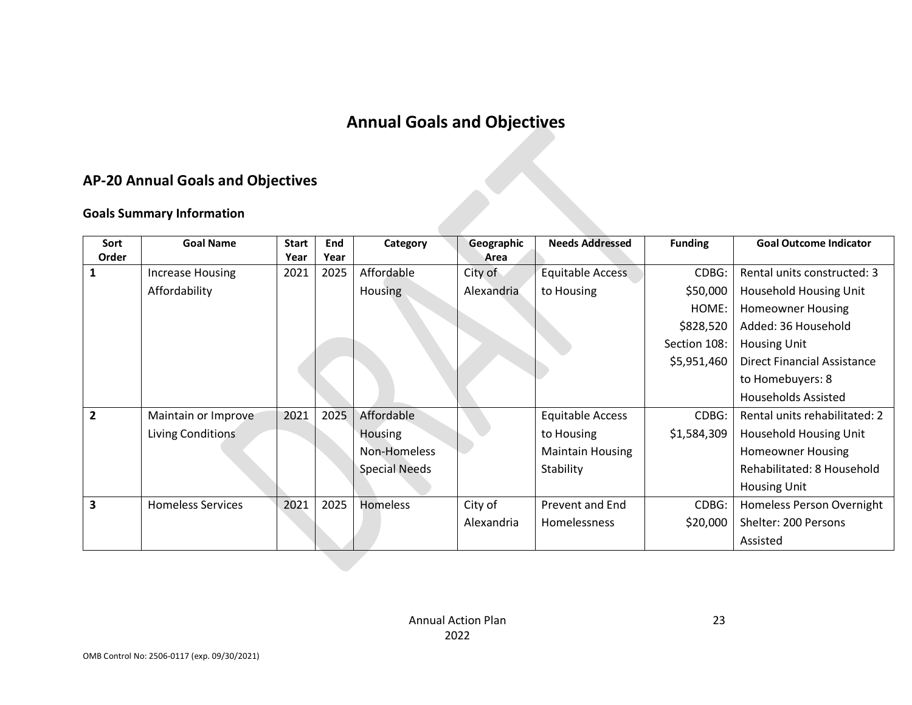# Annual Goals and Objectives

## AP-20 Annual Goals and Objectives

### Goals Summary Information

| Sort Order | Goal Name | Start Year | End Year | Category | Geographic Area | Needs Addressed | Funding | Goal Outcome Indicator |
|---|---|---|---|---|---|---|---|---|
| 1 | Increase Housing Affordability | 2021 | 2025 | Affordable Housing | City of Alexandria | Equitable Access to Housing | CDBG: $50,000 HOME: $828,520 Section 108: $5,951,460 | Rental units constructed: 3 Household Housing Unit Homeowner Housing Added: 36 Household Housing Unit Direct Financial Assistance to Homebuyers: 8 Households Assisted |
| 2 | Maintain or Improve Living Conditions | 2021 | 2025 | Affordable Housing Non-Homeless Special Needs | | Equitable Access to Housing Maintain Housing Stability | CDBG: $1,584,309 | Rental units rehabilitated: 2 Household Housing Unit Homeowner Housing Rehabilitated: 8 Household Housing Unit |
| 3 | Homeless Services | 2021 | 2025 | Homeless | City of Alexandria | Prevent and End Homelessness | CDBG: $20,000 | Homeless Person Overnight Shelter: 200 Persons Assisted |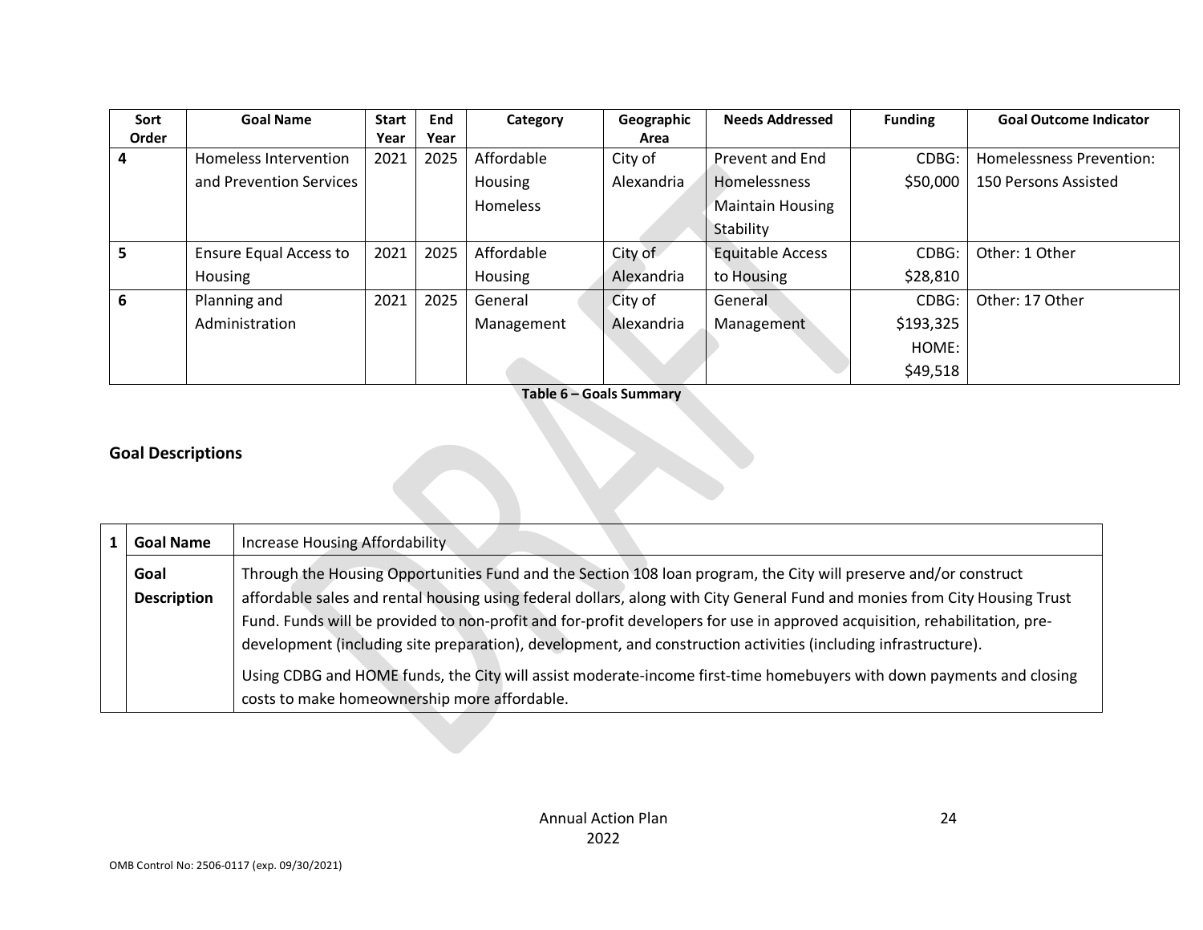| Sort Order | Goal Name | Start Year | End Year | Category | Geographic Area | Needs Addressed | Funding | Goal Outcome Indicator |
|---|---|---|---|---|---|---|---|---|
| 4 | Homeless Intervention and Prevention Services | 2021 | 2025 | Affordable Housing Homeless | City of Alexandria | Prevent and End Homelessness Maintain Housing Stability | CDBG: $50,000 | Homelessness Prevention: 150 Persons Assisted |
| 5 | Ensure Equal Access to Housing | 2021 | 2025 | Affordable Housing | City of Alexandria | Equitable Access to Housing | CDBG: $28,810 | Other: 1 Other |
| 6 | Planning and Administration | 2021 | 2025 | General Management | City of Alexandria | General Management | CDBG: $193,325 HOME: $49,518 | Other: 17 Other |

**Table 6 – Goals Summary**

## Goal Descriptions

| 1 | Goal Name | Increase Housing Affordability |
|---|---|---|
| | **Goal Description** | Through the Housing Opportunities Fund and the Section 108 loan program, the City will preserve and/or construct affordable sales and rental housing using federal dollars, along with City General Fund and monies from City Housing Trust Fund. Funds will be provided to non-profit and for-profit developers for use in approved acquisition, rehabilitation, pre-development (including site preparation), development, and construction activities (including infrastructure). Using CDBG and HOME funds, the City will assist moderate-income first-time homebuyers with down payments and closing costs to make homeownership more affordable. |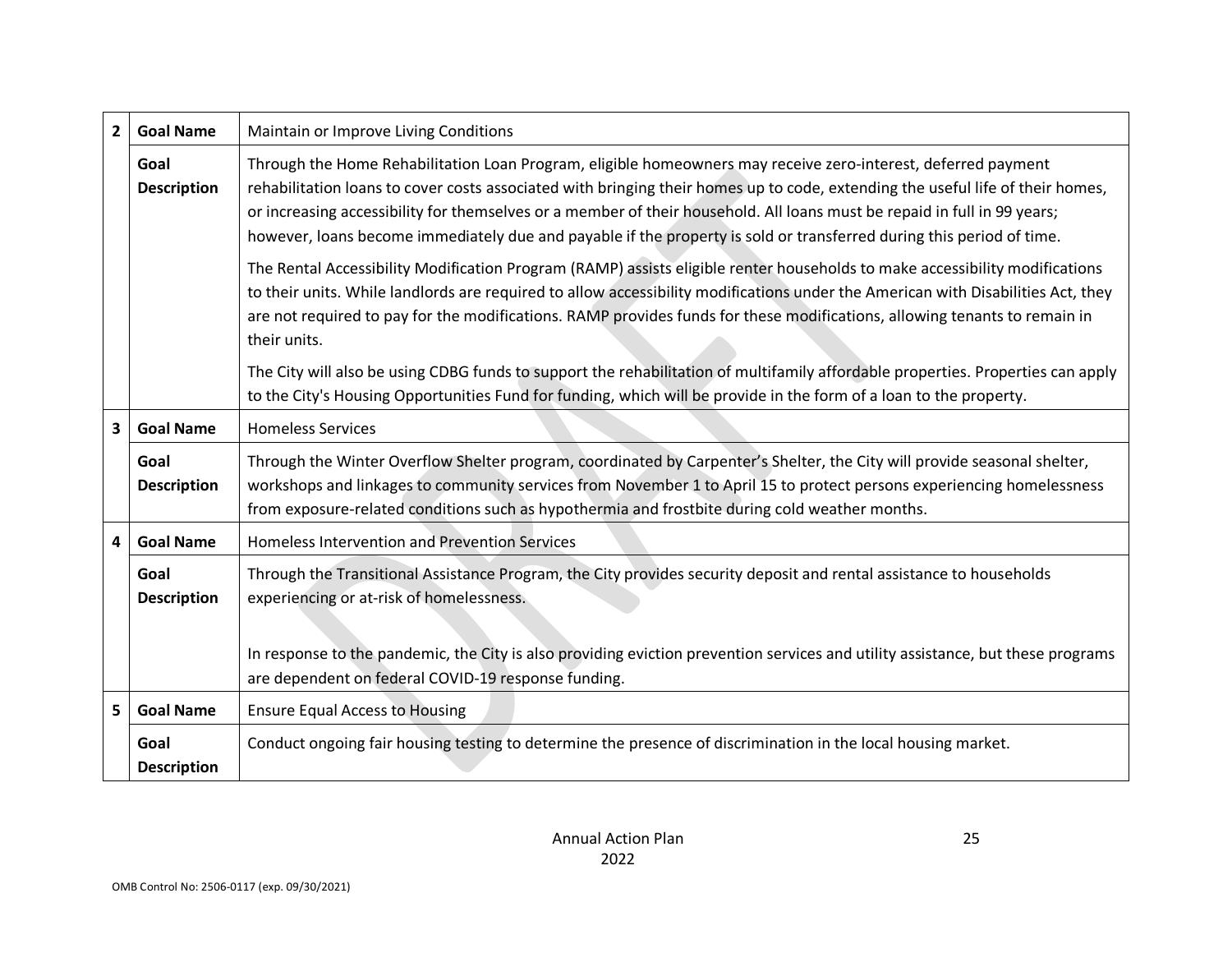| | | |
|---|---|---|
| 2 | **Goal Name** | Maintain or Improve Living Conditions |
| | **Goal Description** | Through the Home Rehabilitation Loan Program, eligible homeowners may receive zero-interest, deferred payment rehabilitation loans to cover costs associated with bringing their homes up to code, extending the useful life of their homes, or increasing accessibility for themselves or a member of their household. All loans must be repaid in full in 99 years; however, loans become immediately due and payable if the property is sold or transferred during this period of time.<br><br>The Rental Accessibility Modification Program (RAMP) assists eligible renter households to make accessibility modifications to their units. While landlords are required to allow accessibility modifications under the American with Disabilities Act, they are not required to pay for the modifications. RAMP provides funds for these modifications, allowing tenants to remain in their units.<br><br>The City will also be using CDBG funds to support the rehabilitation of multifamily affordable properties. Properties can apply to the City's Housing Opportunities Fund for funding, which will be provide in the form of a loan to the property. |
| 3 | **Goal Name** | Homeless Services |
| | **Goal Description** | Through the Winter Overflow Shelter program, coordinated by Carpenter's Shelter, the City will provide seasonal shelter, workshops and linkages to community services from November 1 to April 15 to protect persons experiencing homelessness from exposure-related conditions such as hypothermia and frostbite during cold weather months. |
| 4 | **Goal Name** | Homeless Intervention and Prevention Services |
| | **Goal Description** | Through the Transitional Assistance Program, the City provides security deposit and rental assistance to households experiencing or at-risk of homelessness.<br><br>In response to the pandemic, the City is also providing eviction prevention services and utility assistance, but these programs are dependent on federal COVID-19 response funding. |
| 5 | **Goal Name** | Ensure Equal Access to Housing |
| | **Goal Description** | Conduct ongoing fair housing testing to determine the presence of discrimination in the local housing market. |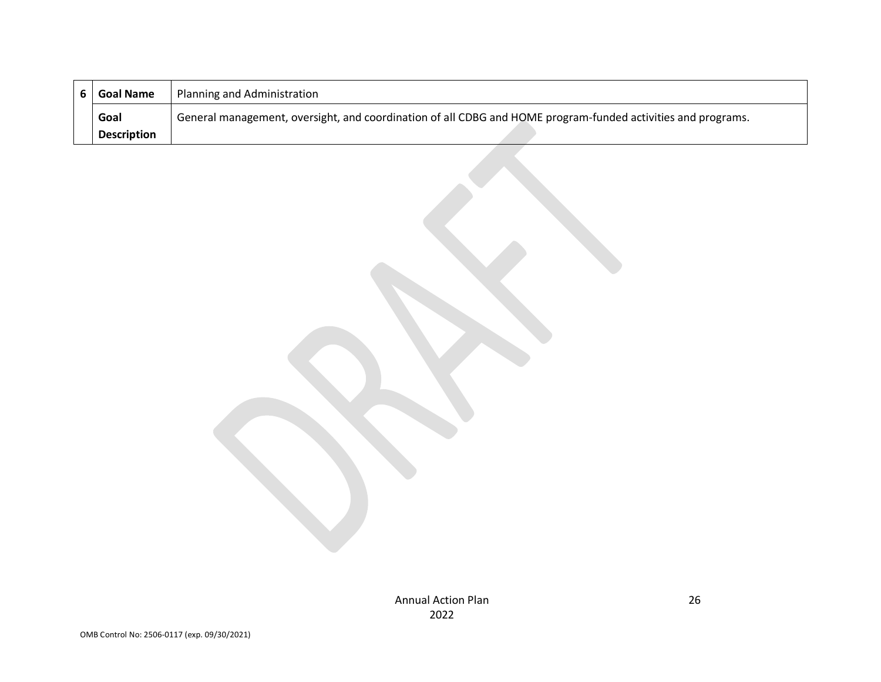| 6 | Goal Name | Planning and Administration |
|---|---|---|
| | Goal Description | General management, oversight, and coordination of all CDBG and HOME program-funded activities and programs. |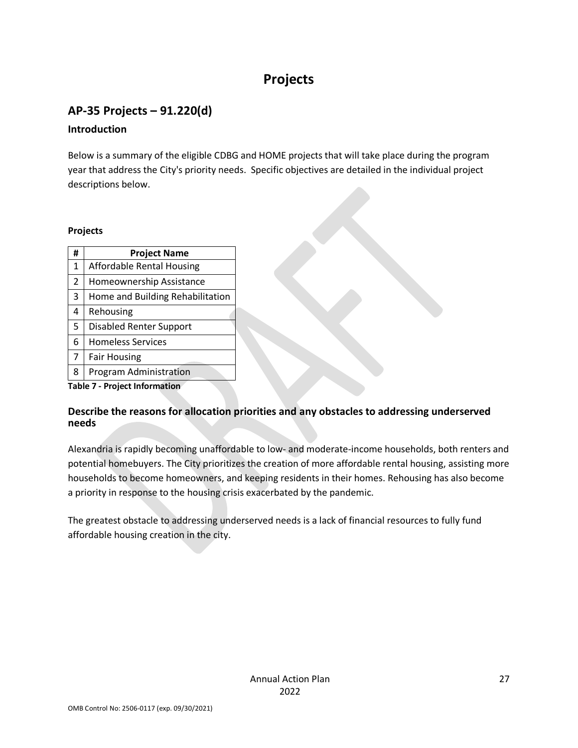# Projects

## AP-35 Projects – 91.220(d)

### Introduction

Below is a summary of the eligible CDBG and HOME projects that will take place during the program year that address the City's priority needs. Specific objectives are detailed in the individual project descriptions below.

**Projects**

| # | Project Name |
|---|---|
| 1 | Affordable Rental Housing |
| 2 | Homeownership Assistance |
| 3 | Home and Building Rehabilitation |
| 4 | Rehousing |
| 5 | Disabled Renter Support |
| 6 | Homeless Services |
| 7 | Fair Housing |
| 8 | Program Administration |

**Table 7 - Project Information**

### Describe the reasons for allocation priorities and any obstacles to addressing underserved needs

Alexandria is rapidly becoming unaffordable to low- and moderate-income households, both renters and potential homebuyers. The City prioritizes the creation of more affordable rental housing, assisting more households to become homeowners, and keeping residents in their homes. Rehousing has also become a priority in response to the housing crisis exacerbated by the pandemic.

The greatest obstacle to addressing underserved needs is a lack of financial resources to fully fund affordable housing creation in the city.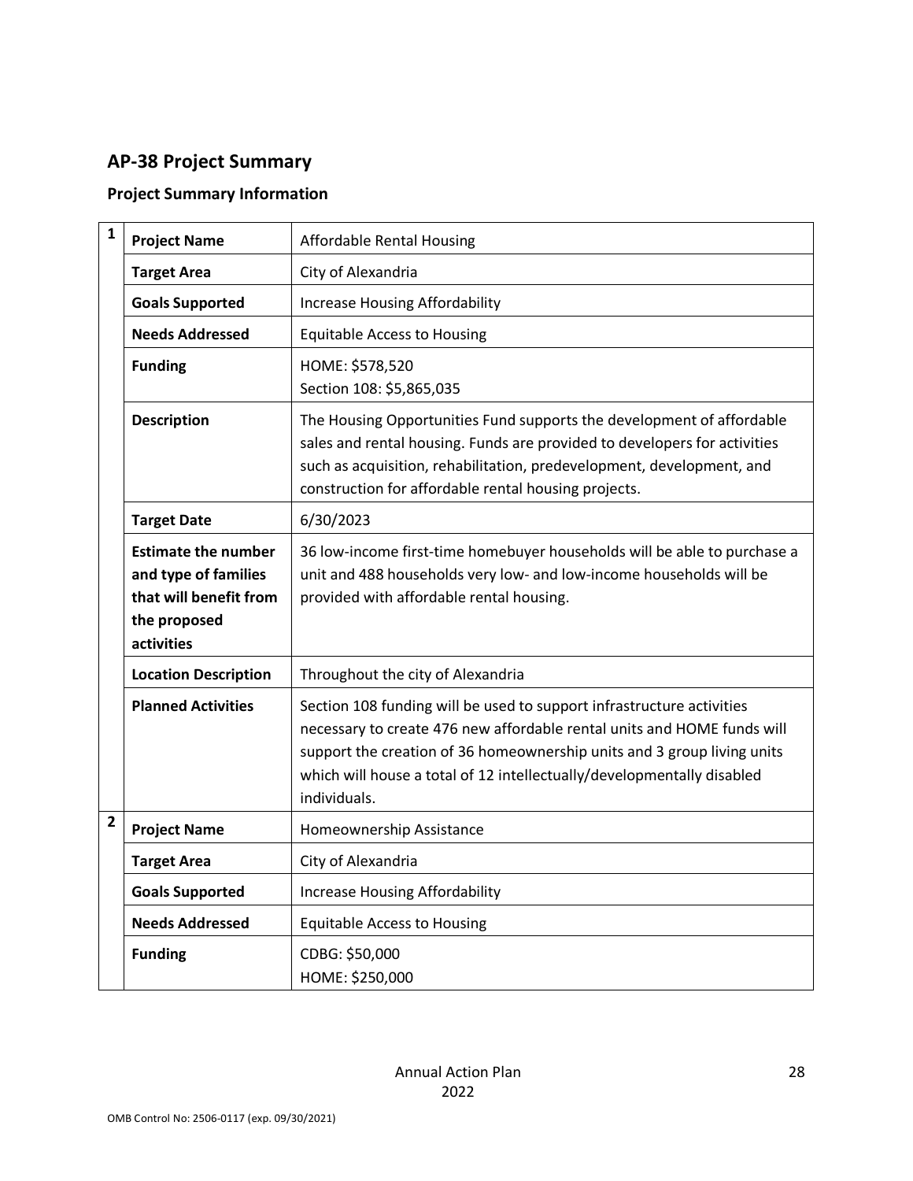## AP-38 Project Summary

### Project Summary Information

| | | |
|---|---|---|
| 1 | **Project Name** | Affordable Rental Housing |
| | **Target Area** | City of Alexandria |
| | **Goals Supported** | Increase Housing Affordability |
| | **Needs Addressed** | Equitable Access to Housing |
| | **Funding** | HOME: $578,520<br>Section 108: $5,865,035 |
| | **Description** | The Housing Opportunities Fund supports the development of affordable sales and rental housing. Funds are provided to developers for activities such as acquisition, rehabilitation, predevelopment, development, and construction for affordable rental housing projects. |
| | **Target Date** | 6/30/2023 |
| | **Estimate the number and type of families that will benefit from the proposed activities** | 36 low-income first-time homebuyer households will be able to purchase a unit and 488 households very low- and low-income households will be provided with affordable rental housing. |
| | **Location Description** | Throughout the city of Alexandria |
| | **Planned Activities** | Section 108 funding will be used to support infrastructure activities necessary to create 476 new affordable rental units and HOME funds will support the creation of 36 homeownership units and 3 group living units which will house a total of 12 intellectually/developmentally disabled individuals. |
| 2 | **Project Name** | Homeownership Assistance |
| | **Target Area** | City of Alexandria |
| | **Goals Supported** | Increase Housing Affordability |
| | **Needs Addressed** | Equitable Access to Housing |
| | **Funding** | CDBG: $50,000<br>HOME: $250,000 |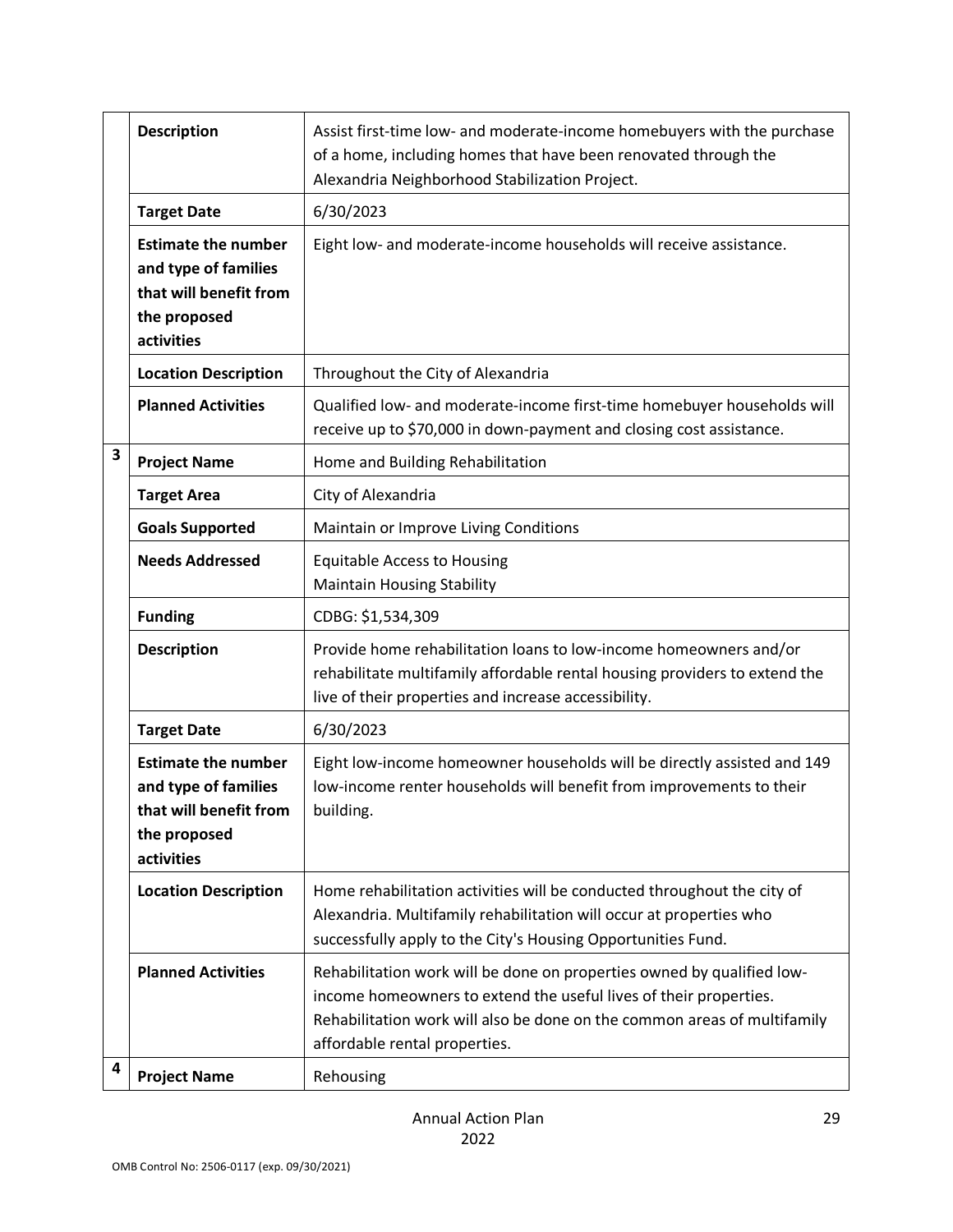| | | |
|---|---|---|
| | **Description** | Assist first-time low- and moderate-income homebuyers with the purchase of a home, including homes that have been renovated through the Alexandria Neighborhood Stabilization Project. |
| | **Target Date** | 6/30/2023 |
| | **Estimate the number and type of families that will benefit from the proposed activities** | Eight low- and moderate-income households will receive assistance. |
| | **Location Description** | Throughout the City of Alexandria |
| | **Planned Activities** | Qualified low- and moderate-income first-time homebuyer households will receive up to $70,000 in down-payment and closing cost assistance. |
| **3** | **Project Name** | Home and Building Rehabilitation |
| | **Target Area** | City of Alexandria |
| | **Goals Supported** | Maintain or Improve Living Conditions |
| | **Needs Addressed** | Equitable Access to Housing<br>Maintain Housing Stability |
| | **Funding** | CDBG: $1,534,309 |
| | **Description** | Provide home rehabilitation loans to low-income homeowners and/or rehabilitate multifamily affordable rental housing providers to extend the live of their properties and increase accessibility. |
| | **Target Date** | 6/30/2023 |
| | **Estimate the number and type of families that will benefit from the proposed activities** | Eight low-income homeowner households will be directly assisted and 149 low-income renter households will benefit from improvements to their building. |
| | **Location Description** | Home rehabilitation activities will be conducted throughout the city of Alexandria. Multifamily rehabilitation will occur at properties who successfully apply to the City's Housing Opportunities Fund. |
| | **Planned Activities** | Rehabilitation work will be done on properties owned by qualified low-income homeowners to extend the useful lives of their properties. Rehabilitation work will also be done on the common areas of multifamily affordable rental properties. |
| **4** | **Project Name** | Rehousing |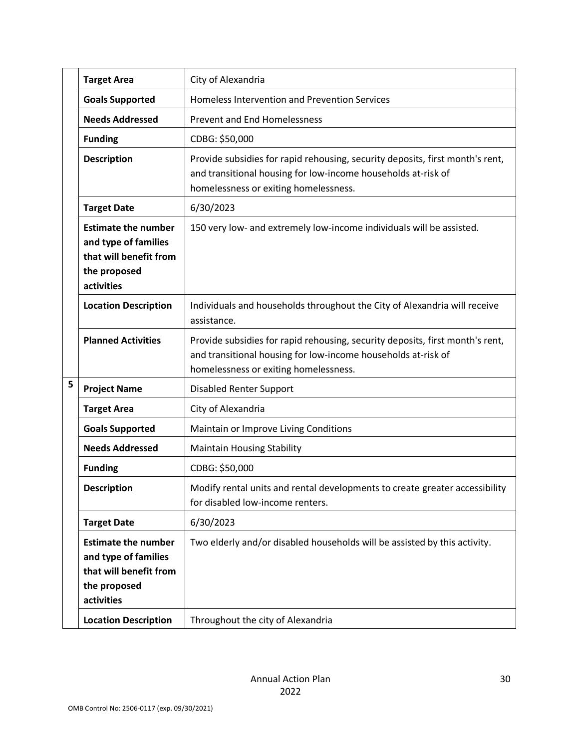| | | |
|---|---|---|
| | **Target Area** | City of Alexandria |
| | **Goals Supported** | Homeless Intervention and Prevention Services |
| | **Needs Addressed** | Prevent and End Homelessness |
| | **Funding** | CDBG: $50,000 |
| | **Description** | Provide subsidies for rapid rehousing, security deposits, first month's rent, and transitional housing for low-income households at-risk of homelessness or exiting homelessness. |
| | **Target Date** | 6/30/2023 |
| | **Estimate the number and type of families that will benefit from the proposed activities** | 150 very low- and extremely low-income individuals will be assisted. |
| | **Location Description** | Individuals and households throughout the City of Alexandria will receive assistance. |
| | **Planned Activities** | Provide subsidies for rapid rehousing, security deposits, first month's rent, and transitional housing for low-income households at-risk of homelessness or exiting homelessness. |
| 5 | **Project Name** | Disabled Renter Support |
| | **Target Area** | City of Alexandria |
| | **Goals Supported** | Maintain or Improve Living Conditions |
| | **Needs Addressed** | Maintain Housing Stability |
| | **Funding** | CDBG: $50,000 |
| | **Description** | Modify rental units and rental developments to create greater accessibility for disabled low-income renters. |
| | **Target Date** | 6/30/2023 |
| | **Estimate the number and type of families that will benefit from the proposed activities** | Two elderly and/or disabled households will be assisted by this activity. |
| | **Location Description** | Throughout the city of Alexandria |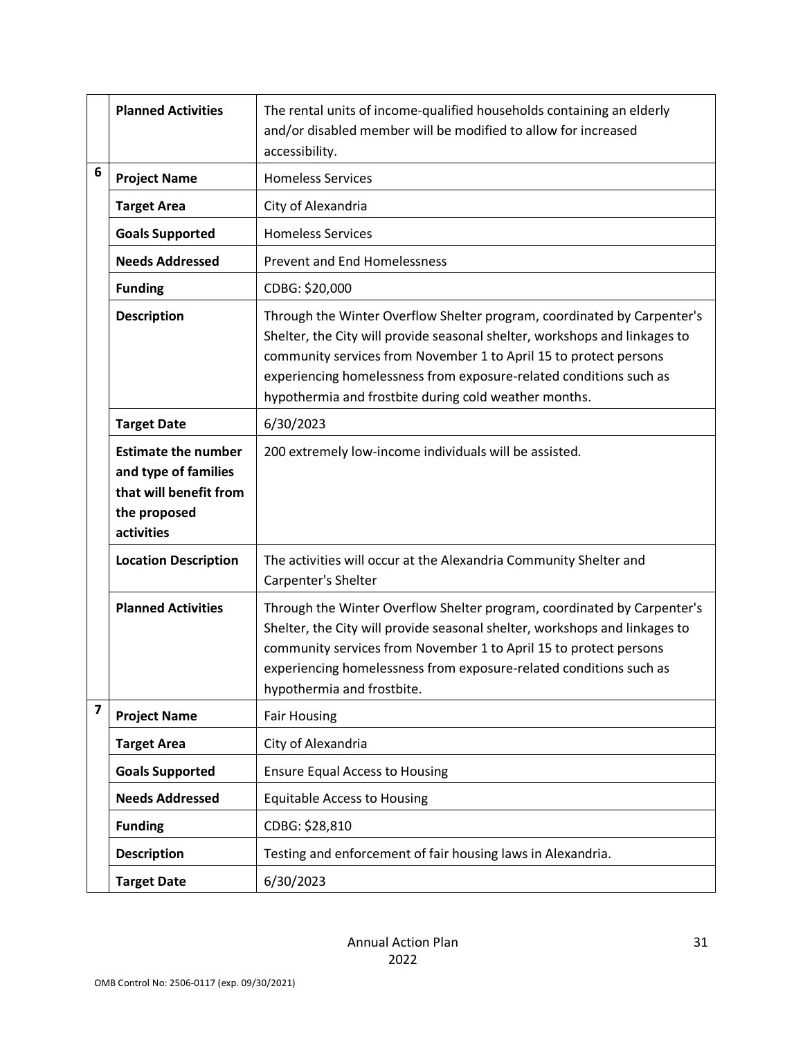| | | |
|---|---|---|
| | **Planned Activities** | The rental units of income-qualified households containing an elderly and/or disabled member will be modified to allow for increased accessibility. |
| 6 | **Project Name** | Homeless Services |
| | **Target Area** | City of Alexandria |
| | **Goals Supported** | Homeless Services |
| | **Needs Addressed** | Prevent and End Homelessness |
| | **Funding** | CDBG: $20,000 |
| | **Description** | Through the Winter Overflow Shelter program, coordinated by Carpenter's Shelter, the City will provide seasonal shelter, workshops and linkages to community services from November 1 to April 15 to protect persons experiencing homelessness from exposure-related conditions such as hypothermia and frostbite during cold weather months. |
| | **Target Date** | 6/30/2023 |
| | **Estimate the number and type of families that will benefit from the proposed activities** | 200 extremely low-income individuals will be assisted. |
| | **Location Description** | The activities will occur at the Alexandria Community Shelter and Carpenter's Shelter |
| | **Planned Activities** | Through the Winter Overflow Shelter program, coordinated by Carpenter's Shelter, the City will provide seasonal shelter, workshops and linkages to community services from November 1 to April 15 to protect persons experiencing homelessness from exposure-related conditions such as hypothermia and frostbite. |
| 7 | **Project Name** | Fair Housing |
| | **Target Area** | City of Alexandria |
| | **Goals Supported** | Ensure Equal Access to Housing |
| | **Needs Addressed** | Equitable Access to Housing |
| | **Funding** | CDBG: $28,810 |
| | **Description** | Testing and enforcement of fair housing laws in Alexandria. |
| | **Target Date** | 6/30/2023 |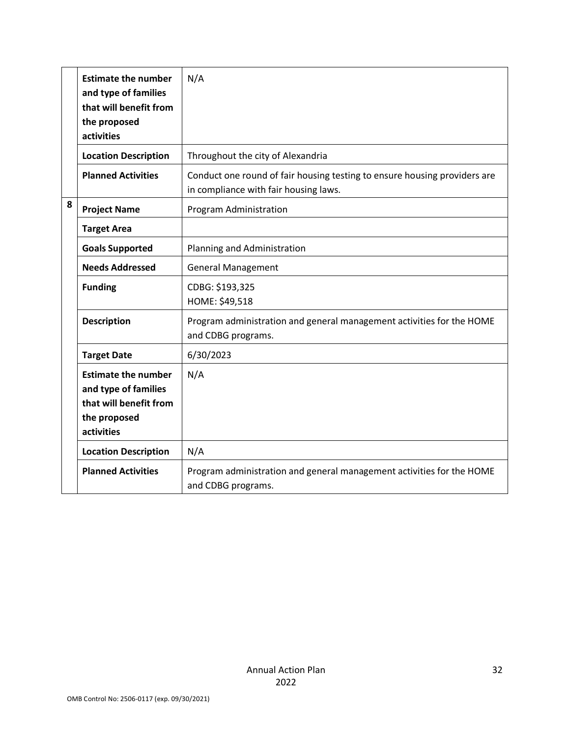| | | |
|---|---|---|
| | **Estimate the number and type of families that will benefit from the proposed activities** | N/A |
| | **Location Description** | Throughout the city of Alexandria |
| | **Planned Activities** | Conduct one round of fair housing testing to ensure housing providers are in compliance with fair housing laws. |
| 8 | **Project Name** | Program Administration |
| | **Target Area** | |
| | **Goals Supported** | Planning and Administration |
| | **Needs Addressed** | General Management |
| | **Funding** | CDBG: $193,325<br>HOME: $49,518 |
| | **Description** | Program administration and general management activities for the HOME and CDBG programs. |
| | **Target Date** | 6/30/2023 |
| | **Estimate the number and type of families that will benefit from the proposed activities** | N/A |
| | **Location Description** | N/A |
| | **Planned Activities** | Program administration and general management activities for the HOME and CDBG programs. |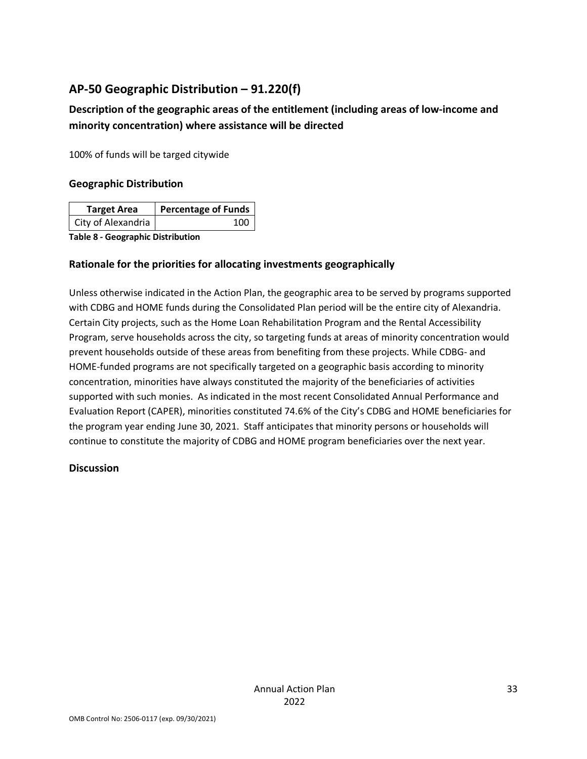## AP-50 Geographic Distribution – 91.220(f)

### Description of the geographic areas of the entitlement (including areas of low-income and minority concentration) where assistance will be directed

100% of funds will be targed citywide

### Geographic Distribution

| Target Area | Percentage of Funds |
|---|---|
| City of Alexandria | 100 |

**Table 8 - Geographic Distribution**

### Rationale for the priorities for allocating investments geographically

Unless otherwise indicated in the Action Plan, the geographic area to be served by programs supported with CDBG and HOME funds during the Consolidated Plan period will be the entire city of Alexandria. Certain City projects, such as the Home Loan Rehabilitation Program and the Rental Accessibility Program, serve households across the city, so targeting funds at areas of minority concentration would prevent households outside of these areas from benefiting from these projects. While CDBG- and HOME-funded programs are not specifically targeted on a geographic basis according to minority concentration, minorities have always constituted the majority of the beneficiaries of activities supported with such monies. As indicated in the most recent Consolidated Annual Performance and Evaluation Report (CAPER), minorities constituted 74.6% of the City's CDBG and HOME beneficiaries for the program year ending June 30, 2021. Staff anticipates that minority persons or households will continue to constitute the majority of CDBG and HOME program beneficiaries over the next year.

### Discussion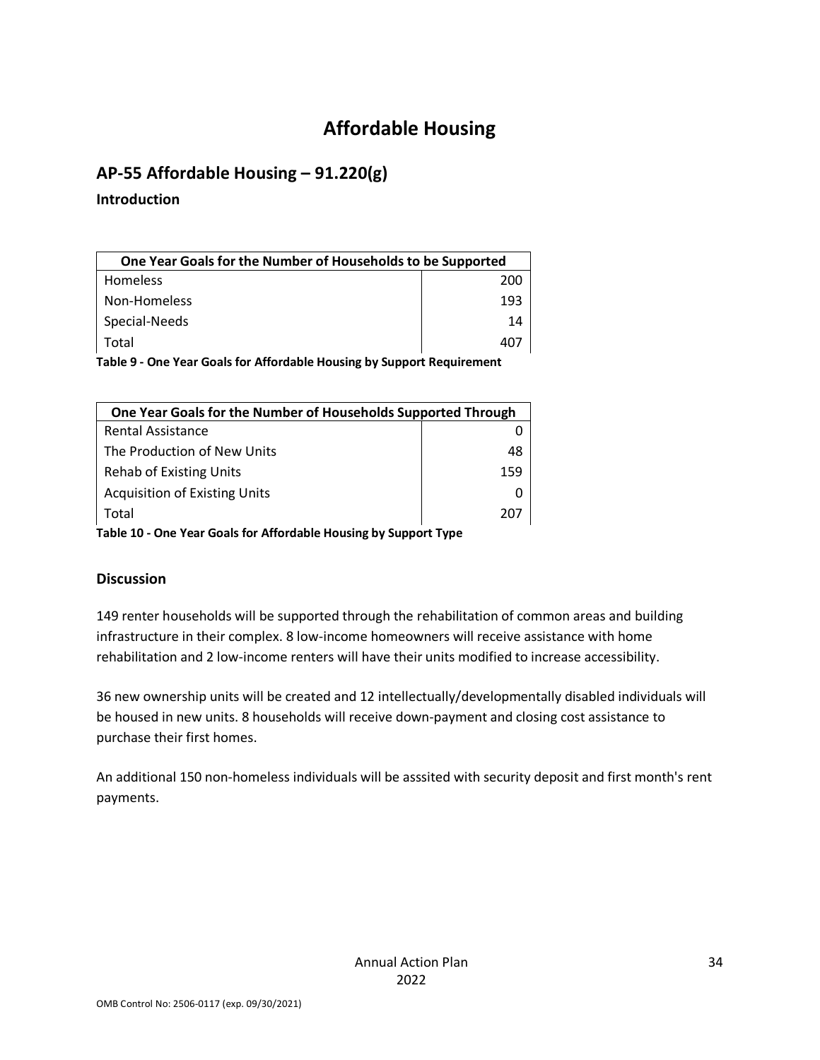# Affordable Housing

## AP-55 Affordable Housing – 91.220(g)

### Introduction

| One Year Goals for the Number of Households to be Supported | |
|---|---|
| Homeless | 200 |
| Non-Homeless | 193 |
| Special-Needs | 14 |
| Total | 407 |

**Table 9 - One Year Goals for Affordable Housing by Support Requirement**

| One Year Goals for the Number of Households Supported Through | |
|---|---|
| Rental Assistance | 0 |
| The Production of New Units | 48 |
| Rehab of Existing Units | 159 |
| Acquisition of Existing Units | 0 |
| Total | 207 |

**Table 10 - One Year Goals for Affordable Housing by Support Type**

### Discussion

149 renter households will be supported through the rehabilitation of common areas and building infrastructure in their complex. 8 low-income homeowners will receive assistance with home rehabilitation and 2 low-income renters will have their units modified to increase accessibility.

36 new ownership units will be created and 12 intellectually/developmentally disabled individuals will be housed in new units. 8 households will receive down-payment and closing cost assistance to purchase their first homes.

An additional 150 non-homeless individuals will be asssited with security deposit and first month's rent payments.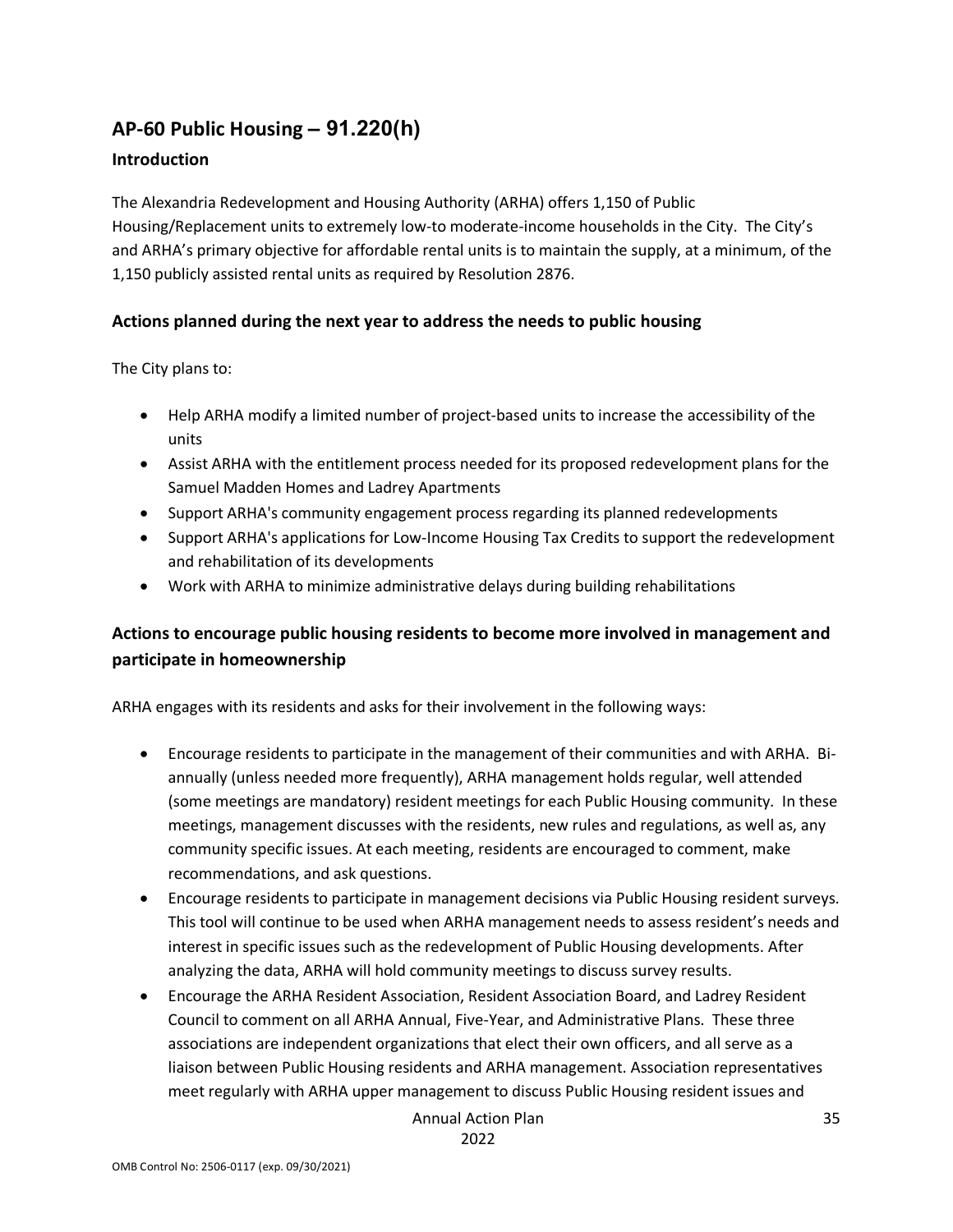## AP-60 Public Housing – 91.220(h)

### Introduction

The Alexandria Redevelopment and Housing Authority (ARHA) offers 1,150 of Public Housing/Replacement units to extremely low-to moderate-income households in the City. The City's and ARHA's primary objective for affordable rental units is to maintain the supply, at a minimum, of the 1,150 publicly assisted rental units as required by Resolution 2876.

### Actions planned during the next year to address the needs to public housing

The City plans to:

- Help ARHA modify a limited number of project-based units to increase the accessibility of the units
- Assist ARHA with the entitlement process needed for its proposed redevelopment plans for the Samuel Madden Homes and Ladrey Apartments
- Support ARHA's community engagement process regarding its planned redevelopments
- Support ARHA's applications for Low-Income Housing Tax Credits to support the redevelopment and rehabilitation of its developments
- Work with ARHA to minimize administrative delays during building rehabilitations

### Actions to encourage public housing residents to become more involved in management and participate in homeownership

ARHA engages with its residents and asks for their involvement in the following ways:

- Encourage residents to participate in the management of their communities and with ARHA. Bi-annually (unless needed more frequently), ARHA management holds regular, well attended (some meetings are mandatory) resident meetings for each Public Housing community. In these meetings, management discusses with the residents, new rules and regulations, as well as, any community specific issues. At each meeting, residents are encouraged to comment, make recommendations, and ask questions.
- Encourage residents to participate in management decisions via Public Housing resident surveys. This tool will continue to be used when ARHA management needs to assess resident's needs and interest in specific issues such as the redevelopment of Public Housing developments. After analyzing the data, ARHA will hold community meetings to discuss survey results.
- Encourage the ARHA Resident Association, Resident Association Board, and Ladrey Resident Council to comment on all ARHA Annual, Five-Year, and Administrative Plans. These three associations are independent organizations that elect their own officers, and all serve as a liaison between Public Housing residents and ARHA management. Association representatives meet regularly with ARHA upper management to discuss Public Housing resident issues and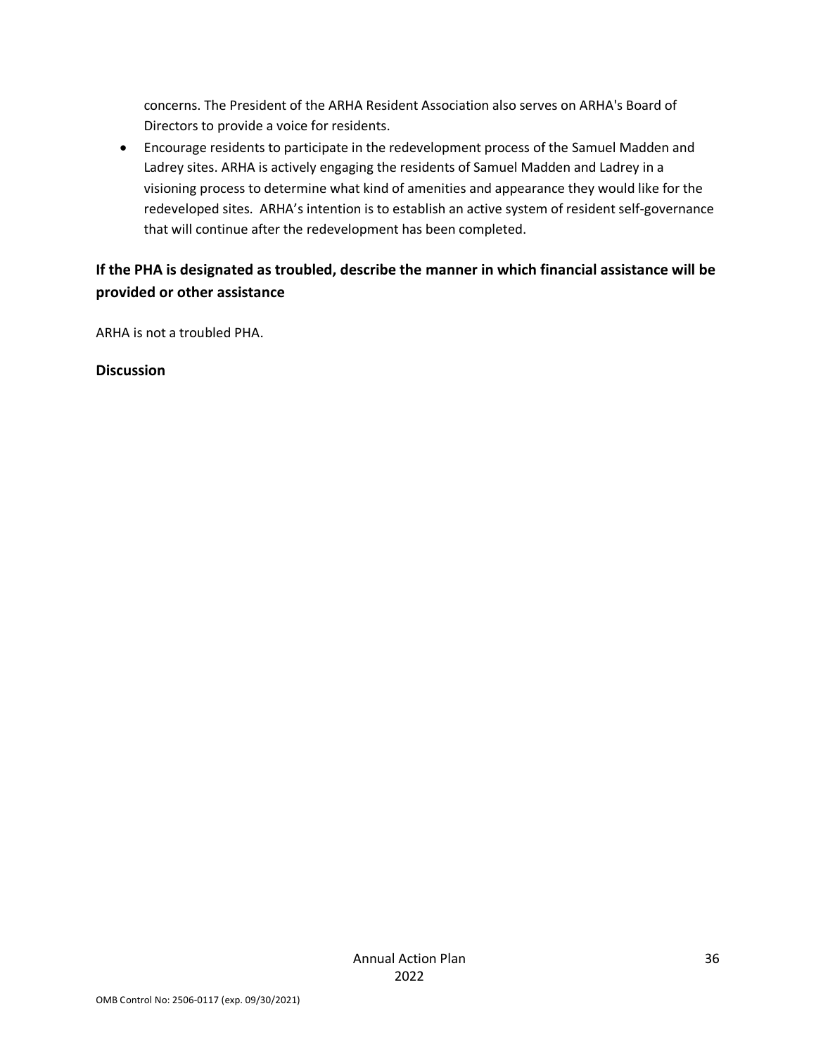concerns. The President of the ARHA Resident Association also serves on ARHA's Board of Directors to provide a voice for residents.

- Encourage residents to participate in the redevelopment process of the Samuel Madden and Ladrey sites. ARHA is actively engaging the residents of Samuel Madden and Ladrey in a visioning process to determine what kind of amenities and appearance they would like for the redeveloped sites. ARHA's intention is to establish an active system of resident self-governance that will continue after the redevelopment has been completed.

## If the PHA is designated as troubled, describe the manner in which financial assistance will be provided or other assistance

ARHA is not a troubled PHA.

**Discussion**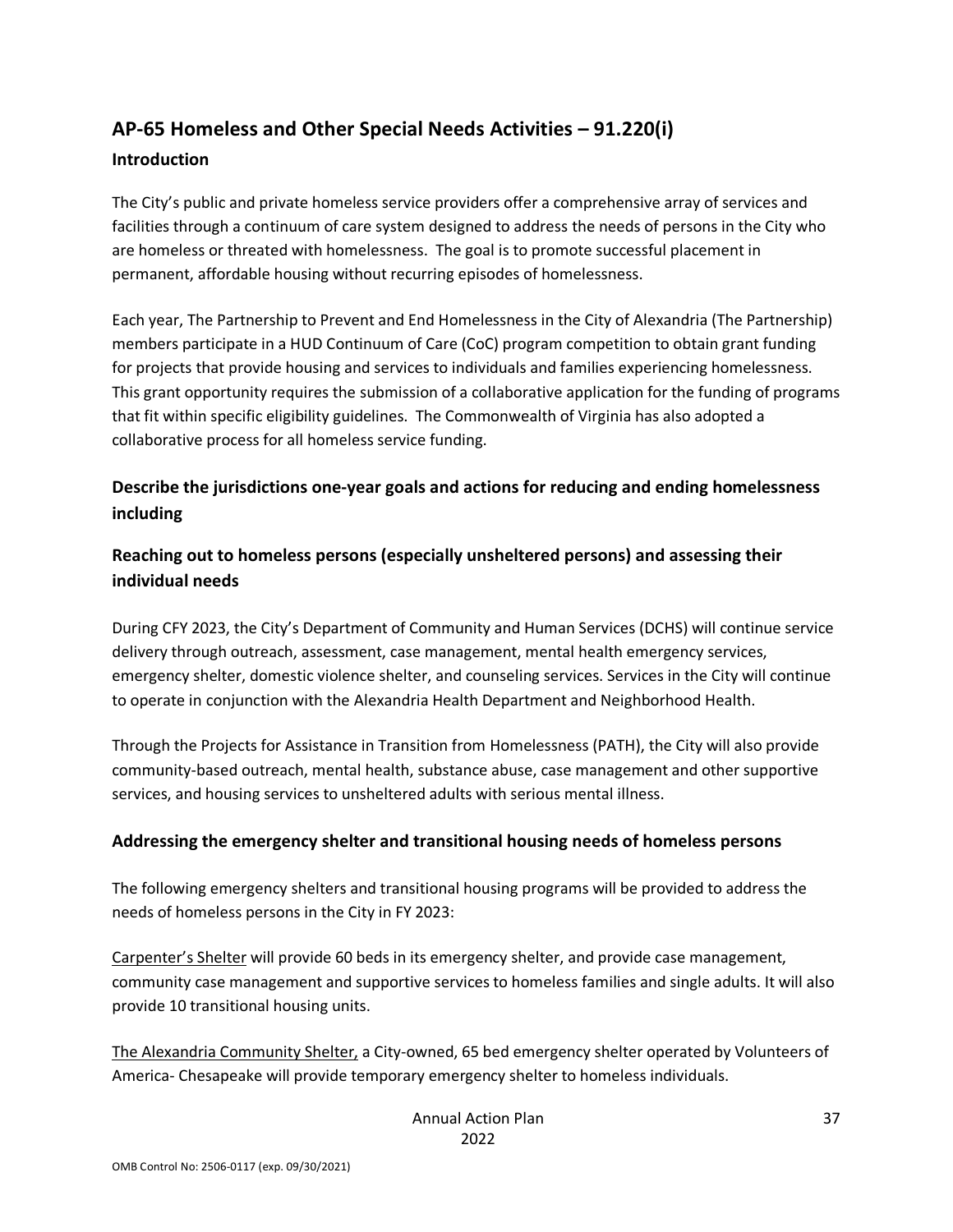## AP-65 Homeless and Other Special Needs Activities – 91.220(i)

### Introduction

The City's public and private homeless service providers offer a comprehensive array of services and facilities through a continuum of care system designed to address the needs of persons in the City who are homeless or threated with homelessness. The goal is to promote successful placement in permanent, affordable housing without recurring episodes of homelessness.

Each year, The Partnership to Prevent and End Homelessness in the City of Alexandria (The Partnership) members participate in a HUD Continuum of Care (CoC) program competition to obtain grant funding for projects that provide housing and services to individuals and families experiencing homelessness. This grant opportunity requires the submission of a collaborative application for the funding of programs that fit within specific eligibility guidelines. The Commonwealth of Virginia has also adopted a collaborative process for all homeless service funding.

### Describe the jurisdictions one-year goals and actions for reducing and ending homelessness including

### Reaching out to homeless persons (especially unsheltered persons) and assessing their individual needs

During CFY 2023, the City's Department of Community and Human Services (DCHS) will continue service delivery through outreach, assessment, case management, mental health emergency services, emergency shelter, domestic violence shelter, and counseling services. Services in the City will continue to operate in conjunction with the Alexandria Health Department and Neighborhood Health.

Through the Projects for Assistance in Transition from Homelessness (PATH), the City will also provide community-based outreach, mental health, substance abuse, case management and other supportive services, and housing services to unsheltered adults with serious mental illness.

### Addressing the emergency shelter and transitional housing needs of homeless persons

The following emergency shelters and transitional housing programs will be provided to address the needs of homeless persons in the City in FY 2023:

Carpenter's Shelter will provide 60 beds in its emergency shelter, and provide case management, community case management and supportive services to homeless families and single adults. It will also provide 10 transitional housing units.

The Alexandria Community Shelter, a City-owned, 65 bed emergency shelter operated by Volunteers of America- Chesapeake will provide temporary emergency shelter to homeless individuals.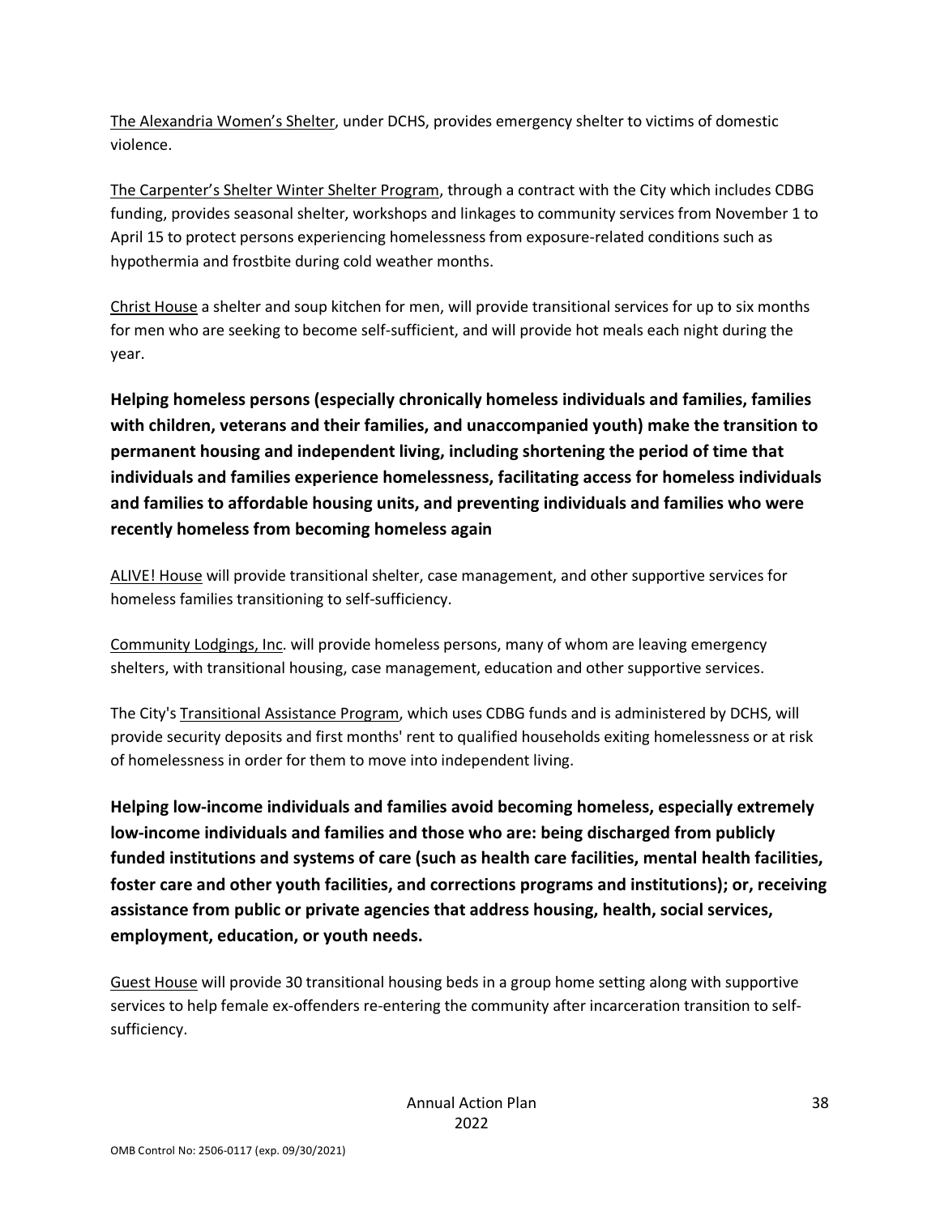The Alexandria Women's Shelter, under DCHS, provides emergency shelter to victims of domestic violence.

The Carpenter's Shelter Winter Shelter Program, through a contract with the City which includes CDBG funding, provides seasonal shelter, workshops and linkages to community services from November 1 to April 15 to protect persons experiencing homelessness from exposure-related conditions such as hypothermia and frostbite during cold weather months.

Christ House a shelter and soup kitchen for men, will provide transitional services for up to six months for men who are seeking to become self-sufficient, and will provide hot meals each night during the year.

**Helping homeless persons (especially chronically homeless individuals and families, families with children, veterans and their families, and unaccompanied youth) make the transition to permanent housing and independent living, including shortening the period of time that individuals and families experience homelessness, facilitating access for homeless individuals and families to affordable housing units, and preventing individuals and families who were recently homeless from becoming homeless again**

ALIVE! House will provide transitional shelter, case management, and other supportive services for homeless families transitioning to self-sufficiency.

Community Lodgings, Inc. will provide homeless persons, many of whom are leaving emergency shelters, with transitional housing, case management, education and other supportive services.

The City's Transitional Assistance Program, which uses CDBG funds and is administered by DCHS, will provide security deposits and first months' rent to qualified households exiting homelessness or at risk of homelessness in order for them to move into independent living.

**Helping low-income individuals and families avoid becoming homeless, especially extremely low-income individuals and families and those who are: being discharged from publicly funded institutions and systems of care (such as health care facilities, mental health facilities, foster care and other youth facilities, and corrections programs and institutions); or, receiving assistance from public or private agencies that address housing, health, social services, employment, education, or youth needs.**

Guest House will provide 30 transitional housing beds in a group home setting along with supportive services to help female ex-offenders re-entering the community after incarceration transition to self-sufficiency.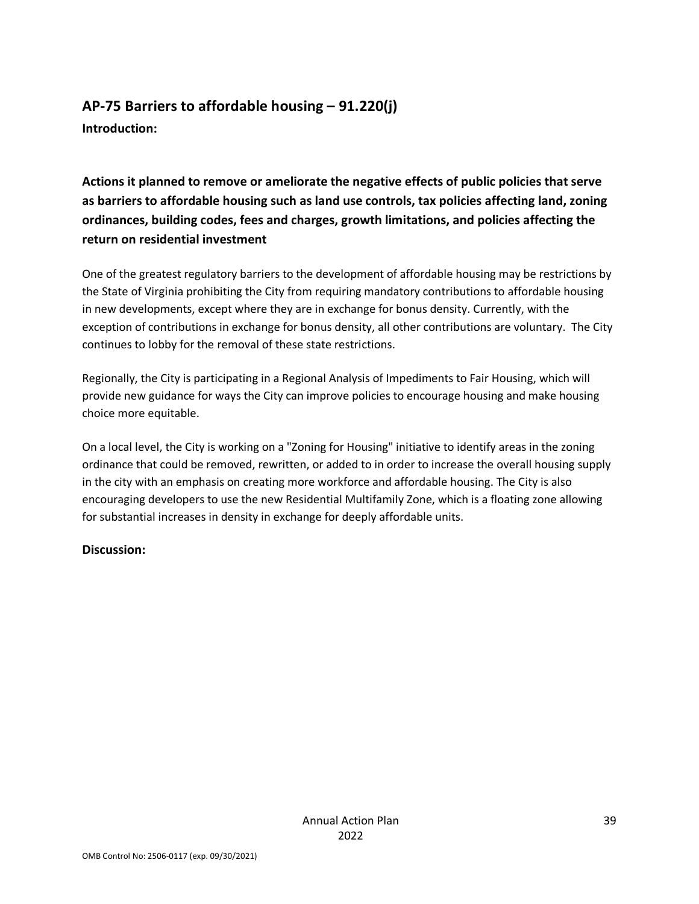## AP-75 Barriers to affordable housing – 91.220(j)

**Introduction:**

**Actions it planned to remove or ameliorate the negative effects of public policies that serve as barriers to affordable housing such as land use controls, tax policies affecting land, zoning ordinances, building codes, fees and charges, growth limitations, and policies affecting the return on residential investment**

One of the greatest regulatory barriers to the development of affordable housing may be restrictions by the State of Virginia prohibiting the City from requiring mandatory contributions to affordable housing in new developments, except where they are in exchange for bonus density. Currently, with the exception of contributions in exchange for bonus density, all other contributions are voluntary. The City continues to lobby for the removal of these state restrictions.

Regionally, the City is participating in a Regional Analysis of Impediments to Fair Housing, which will provide new guidance for ways the City can improve policies to encourage housing and make housing choice more equitable.

On a local level, the City is working on a "Zoning for Housing" initiative to identify areas in the zoning ordinance that could be removed, rewritten, or added to in order to increase the overall housing supply in the city with an emphasis on creating more workforce and affordable housing. The City is also encouraging developers to use the new Residential Multifamily Zone, which is a floating zone allowing for substantial increases in density in exchange for deeply affordable units.

**Discussion:**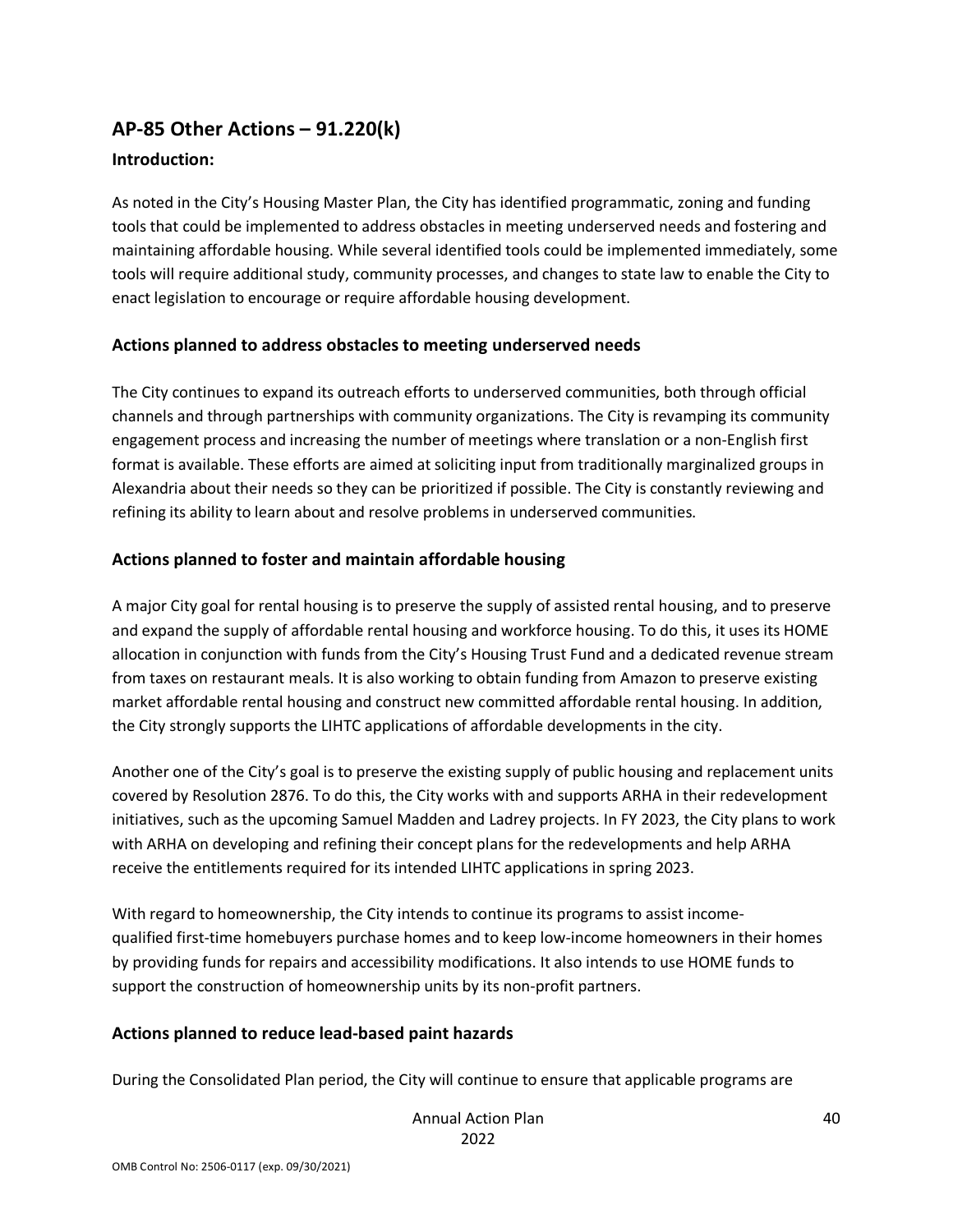## AP-85 Other Actions – 91.220(k)

### Introduction:

As noted in the City's Housing Master Plan, the City has identified programmatic, zoning and funding tools that could be implemented to address obstacles in meeting underserved needs and fostering and maintaining affordable housing. While several identified tools could be implemented immediately, some tools will require additional study, community processes, and changes to state law to enable the City to enact legislation to encourage or require affordable housing development.

### Actions planned to address obstacles to meeting underserved needs

The City continues to expand its outreach efforts to underserved communities, both through official channels and through partnerships with community organizations. The City is revamping its community engagement process and increasing the number of meetings where translation or a non-English first format is available. These efforts are aimed at soliciting input from traditionally marginalized groups in Alexandria about their needs so they can be prioritized if possible. The City is constantly reviewing and refining its ability to learn about and resolve problems in underserved communities.

### Actions planned to foster and maintain affordable housing

A major City goal for rental housing is to preserve the supply of assisted rental housing, and to preserve and expand the supply of affordable rental housing and workforce housing. To do this, it uses its HOME allocation in conjunction with funds from the City's Housing Trust Fund and a dedicated revenue stream from taxes on restaurant meals. It is also working to obtain funding from Amazon to preserve existing market affordable rental housing and construct new committed affordable rental housing. In addition, the City strongly supports the LIHTC applications of affordable developments in the city.

Another one of the City's goal is to preserve the existing supply of public housing and replacement units covered by Resolution 2876. To do this, the City works with and supports ARHA in their redevelopment initiatives, such as the upcoming Samuel Madden and Ladrey projects. In FY 2023, the City plans to work with ARHA on developing and refining their concept plans for the redevelopments and help ARHA receive the entitlements required for its intended LIHTC applications in spring 2023.

With regard to homeownership, the City intends to continue its programs to assist income-qualified first-time homebuyers purchase homes and to keep low-income homeowners in their homes by providing funds for repairs and accessibility modifications. It also intends to use HOME funds to support the construction of homeownership units by its non-profit partners.

### Actions planned to reduce lead-based paint hazards

During the Consolidated Plan period, the City will continue to ensure that applicable programs are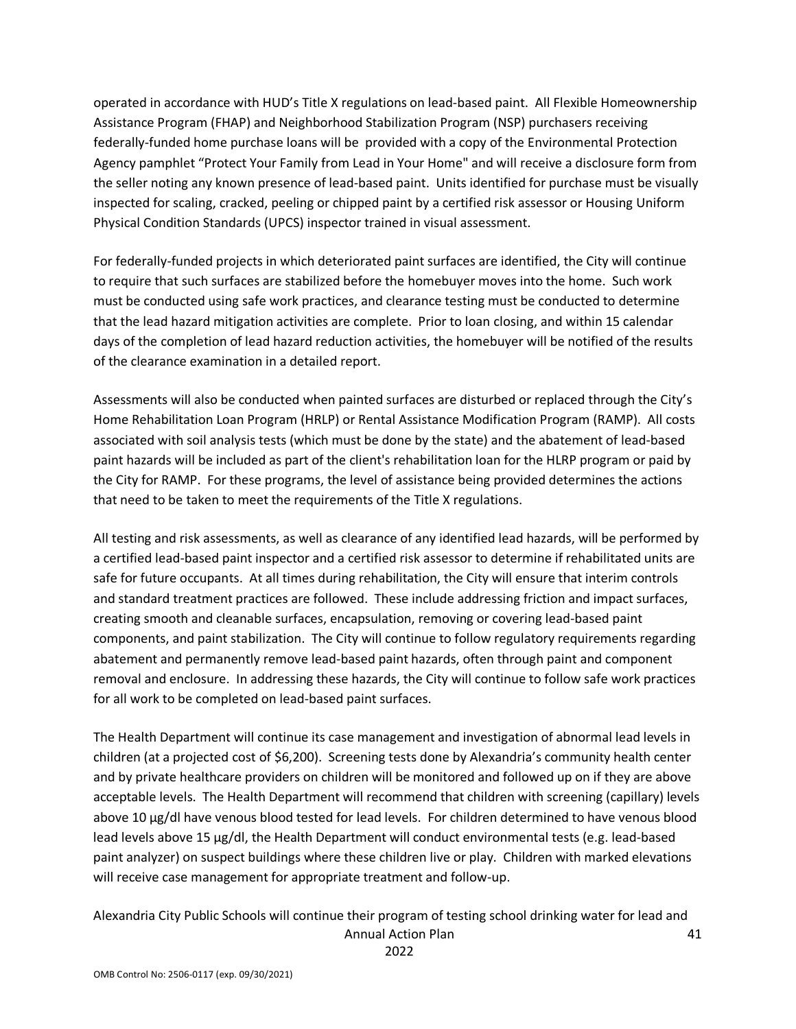operated in accordance with HUD's Title X regulations on lead-based paint. All Flexible Homeownership Assistance Program (FHAP) and Neighborhood Stabilization Program (NSP) purchasers receiving federally-funded home purchase loans will be provided with a copy of the Environmental Protection Agency pamphlet "Protect Your Family from Lead in Your Home" and will receive a disclosure form from the seller noting any known presence of lead-based paint. Units identified for purchase must be visually inspected for scaling, cracked, peeling or chipped paint by a certified risk assessor or Housing Uniform Physical Condition Standards (UPCS) inspector trained in visual assessment.

For federally-funded projects in which deteriorated paint surfaces are identified, the City will continue to require that such surfaces are stabilized before the homebuyer moves into the home. Such work must be conducted using safe work practices, and clearance testing must be conducted to determine that the lead hazard mitigation activities are complete. Prior to loan closing, and within 15 calendar days of the completion of lead hazard reduction activities, the homebuyer will be notified of the results of the clearance examination in a detailed report.

Assessments will also be conducted when painted surfaces are disturbed or replaced through the City's Home Rehabilitation Loan Program (HRLP) or Rental Assistance Modification Program (RAMP). All costs associated with soil analysis tests (which must be done by the state) and the abatement of lead-based paint hazards will be included as part of the client's rehabilitation loan for the HLRP program or paid by the City for RAMP. For these programs, the level of assistance being provided determines the actions that need to be taken to meet the requirements of the Title X regulations.

All testing and risk assessments, as well as clearance of any identified lead hazards, will be performed by a certified lead-based paint inspector and a certified risk assessor to determine if rehabilitated units are safe for future occupants. At all times during rehabilitation, the City will ensure that interim controls and standard treatment practices are followed. These include addressing friction and impact surfaces, creating smooth and cleanable surfaces, encapsulation, removing or covering lead-based paint components, and paint stabilization. The City will continue to follow regulatory requirements regarding abatement and permanently remove lead-based paint hazards, often through paint and component removal and enclosure. In addressing these hazards, the City will continue to follow safe work practices for all work to be completed on lead-based paint surfaces.

The Health Department will continue its case management and investigation of abnormal lead levels in children (at a projected cost of $6,200). Screening tests done by Alexandria's community health center and by private healthcare providers on children will be monitored and followed up on if they are above acceptable levels. The Health Department will recommend that children with screening (capillary) levels above 10 µg/dl have venous blood tested for lead levels. For children determined to have venous blood lead levels above 15 µg/dl, the Health Department will conduct environmental tests (e.g. lead-based paint analyzer) on suspect buildings where these children live or play. Children with marked elevations will receive case management for appropriate treatment and follow-up.

Alexandria City Public Schools will continue their program of testing school drinking water for lead and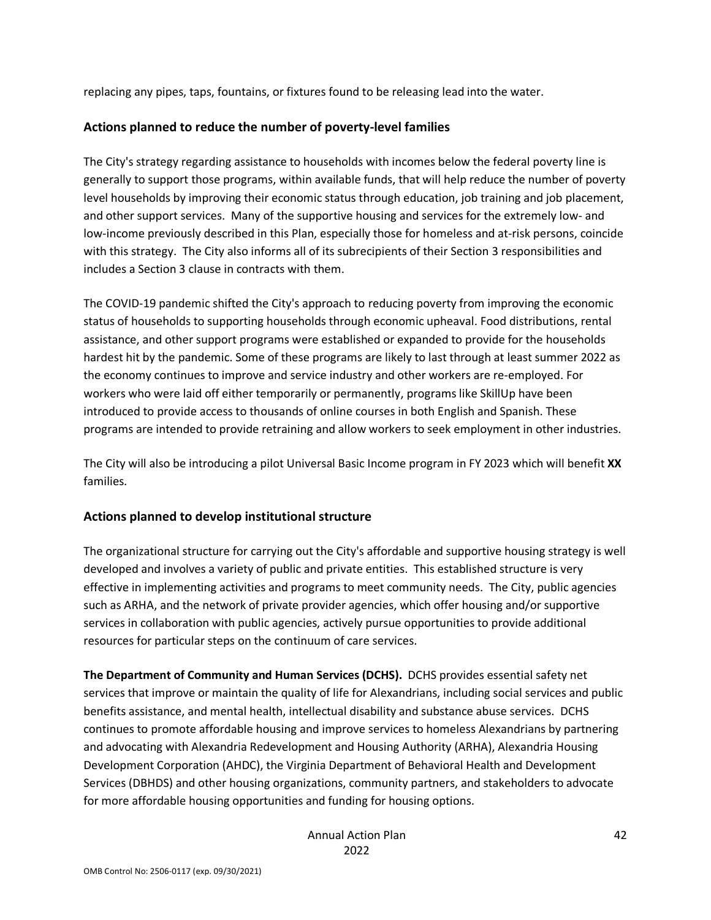replacing any pipes, taps, fountains, or fixtures found to be releasing lead into the water.

## Actions planned to reduce the number of poverty-level families

The City's strategy regarding assistance to households with incomes below the federal poverty line is generally to support those programs, within available funds, that will help reduce the number of poverty level households by improving their economic status through education, job training and job placement, and other support services. Many of the supportive housing and services for the extremely low- and low-income previously described in this Plan, especially those for homeless and at-risk persons, coincide with this strategy. The City also informs all of its subrecipients of their Section 3 responsibilities and includes a Section 3 clause in contracts with them.

The COVID-19 pandemic shifted the City's approach to reducing poverty from improving the economic status of households to supporting households through economic upheaval. Food distributions, rental assistance, and other support programs were established or expanded to provide for the households hardest hit by the pandemic. Some of these programs are likely to last through at least summer 2022 as the economy continues to improve and service industry and other workers are re-employed. For workers who were laid off either temporarily or permanently, programs like SkillUp have been introduced to provide access to thousands of online courses in both English and Spanish. These programs are intended to provide retraining and allow workers to seek employment in other industries.

The City will also be introducing a pilot Universal Basic Income program in FY 2023 which will benefit **XX** families.

## Actions planned to develop institutional structure

The organizational structure for carrying out the City's affordable and supportive housing strategy is well developed and involves a variety of public and private entities. This established structure is very effective in implementing activities and programs to meet community needs. The City, public agencies such as ARHA, and the network of private provider agencies, which offer housing and/or supportive services in collaboration with public agencies, actively pursue opportunities to provide additional resources for particular steps on the continuum of care services.

**The Department of Community and Human Services (DCHS).** DCHS provides essential safety net services that improve or maintain the quality of life for Alexandrians, including social services and public benefits assistance, and mental health, intellectual disability and substance abuse services. DCHS continues to promote affordable housing and improve services to homeless Alexandrians by partnering and advocating with Alexandria Redevelopment and Housing Authority (ARHA), Alexandria Housing Development Corporation (AHDC), the Virginia Department of Behavioral Health and Development Services (DBHDS) and other housing organizations, community partners, and stakeholders to advocate for more affordable housing opportunities and funding for housing options.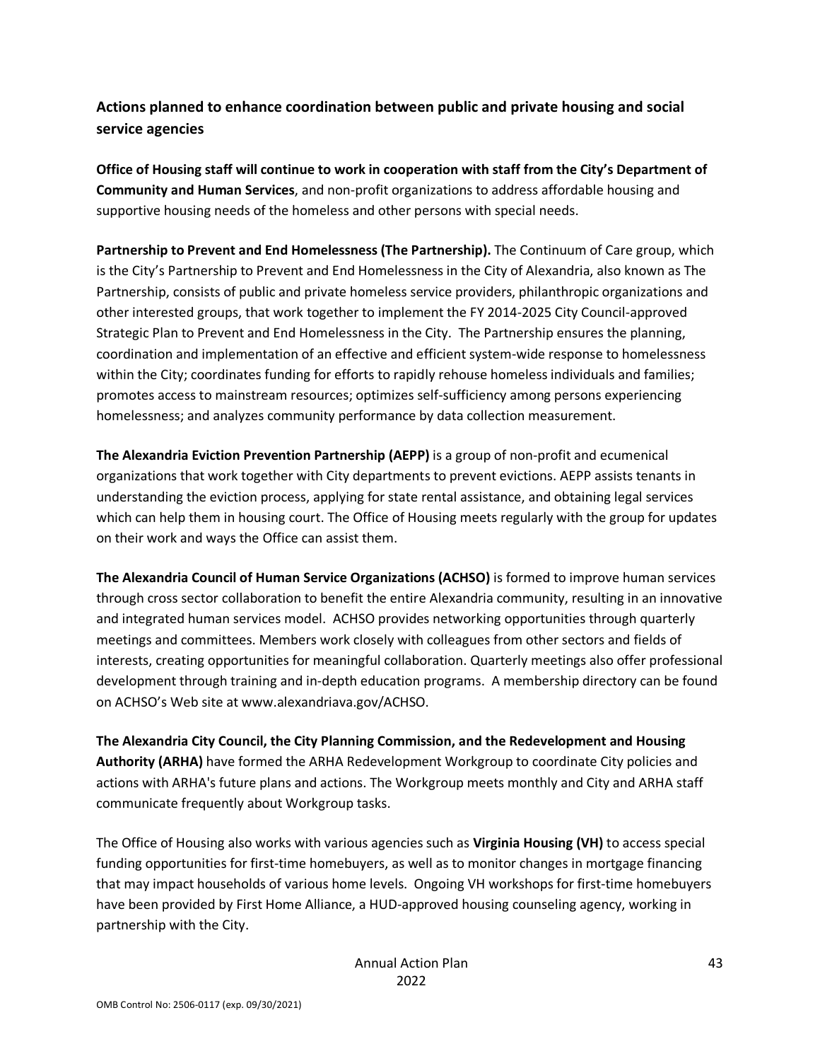## Actions planned to enhance coordination between public and private housing and social service agencies

**Office of Housing staff will continue to work in cooperation with staff from the City's Department of Community and Human Services**, and non-profit organizations to address affordable housing and supportive housing needs of the homeless and other persons with special needs.

**Partnership to Prevent and End Homelessness (The Partnership).** The Continuum of Care group, which is the City's Partnership to Prevent and End Homelessness in the City of Alexandria, also known as The Partnership, consists of public and private homeless service providers, philanthropic organizations and other interested groups, that work together to implement the FY 2014-2025 City Council-approved Strategic Plan to Prevent and End Homelessness in the City. The Partnership ensures the planning, coordination and implementation of an effective and efficient system-wide response to homelessness within the City; coordinates funding for efforts to rapidly rehouse homeless individuals and families; promotes access to mainstream resources; optimizes self-sufficiency among persons experiencing homelessness; and analyzes community performance by data collection measurement.

**The Alexandria Eviction Prevention Partnership (AEPP)** is a group of non-profit and ecumenical organizations that work together with City departments to prevent evictions. AEPP assists tenants in understanding the eviction process, applying for state rental assistance, and obtaining legal services which can help them in housing court. The Office of Housing meets regularly with the group for updates on their work and ways the Office can assist them.

**The Alexandria Council of Human Service Organizations (ACHSO)** is formed to improve human services through cross sector collaboration to benefit the entire Alexandria community, resulting in an innovative and integrated human services model. ACHSO provides networking opportunities through quarterly meetings and committees. Members work closely with colleagues from other sectors and fields of interests, creating opportunities for meaningful collaboration. Quarterly meetings also offer professional development through training and in-depth education programs. A membership directory can be found on ACHSO's Web site at www.alexandriava.gov/ACHSO.

**The Alexandria City Council, the City Planning Commission, and the Redevelopment and Housing Authority (ARHA)** have formed the ARHA Redevelopment Workgroup to coordinate City policies and actions with ARHA's future plans and actions. The Workgroup meets monthly and City and ARHA staff communicate frequently about Workgroup tasks.

The Office of Housing also works with various agencies such as **Virginia Housing (VH)** to access special funding opportunities for first-time homebuyers, as well as to monitor changes in mortgage financing that may impact households of various home levels. Ongoing VH workshops for first-time homebuyers have been provided by First Home Alliance, a HUD-approved housing counseling agency, working in partnership with the City.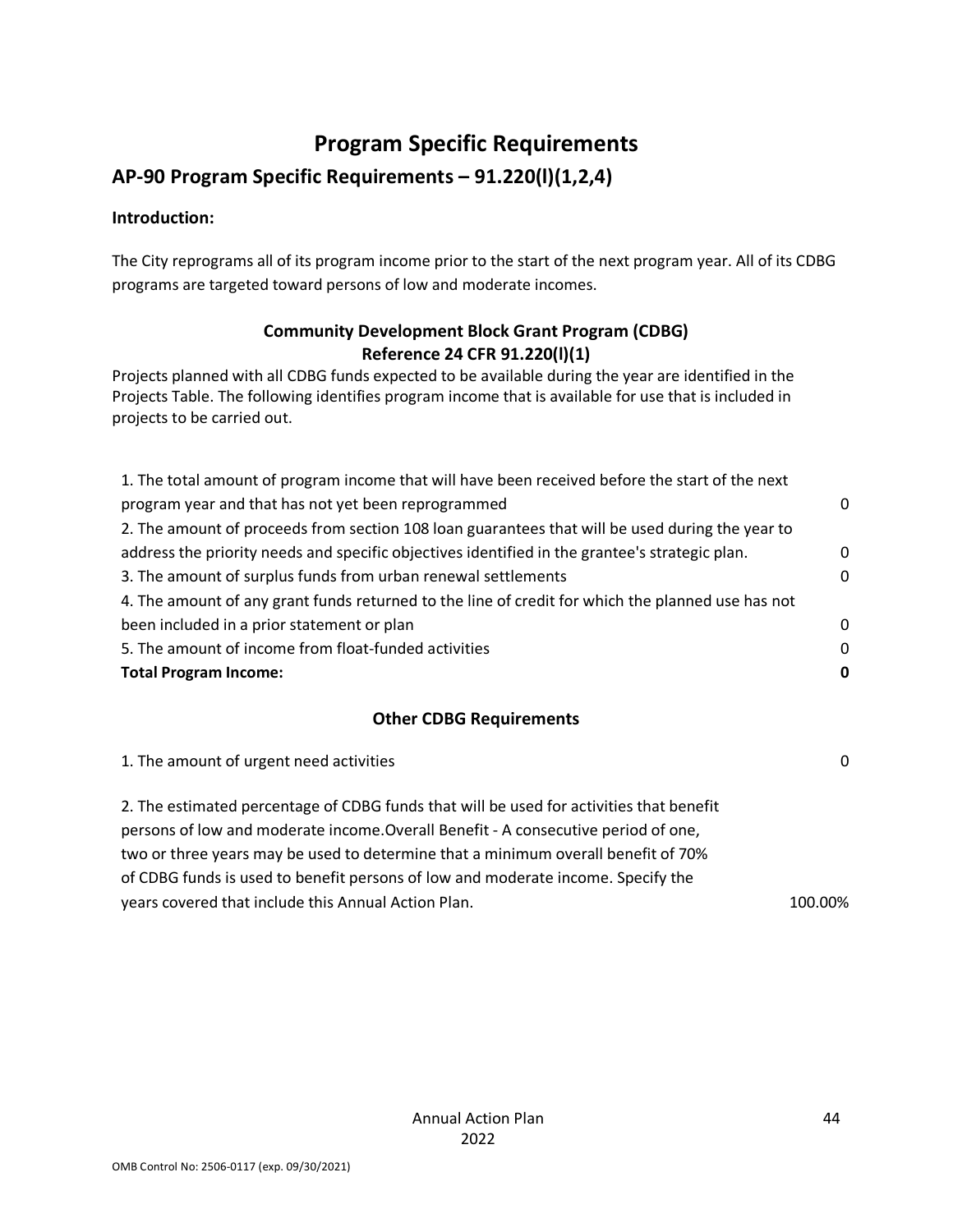# Program Specific Requirements

## AP-90 Program Specific Requirements – 91.220(l)(1,2,4)

### Introduction:

The City reprograms all of its program income prior to the start of the next program year. All of its CDBG programs are targeted toward persons of low and moderate incomes.

**Community Development Block Grant Program (CDBG)**
**Reference 24 CFR 91.220(l)(1)**

Projects planned with all CDBG funds expected to be available during the year are identified in the Projects Table. The following identifies program income that is available for use that is included in projects to be carried out.

| | |
|---|---|
| 1. The total amount of program income that will have been received before the start of the next program year and that has not yet been reprogrammed | 0 |
| 2. The amount of proceeds from section 108 loan guarantees that will be used during the year to address the priority needs and specific objectives identified in the grantee's strategic plan. | 0 |
| 3. The amount of surplus funds from urban renewal settlements | 0 |
| 4. The amount of any grant funds returned to the line of credit for which the planned use has not been included in a prior statement or plan | 0 |
| 5. The amount of income from float-funded activities | 0 |
| **Total Program Income:** | **0** |

**Other CDBG Requirements**

| | |
|---|---|
| 1. The amount of urgent need activities | 0 |
| 2. The estimated percentage of CDBG funds that will be used for activities that benefit persons of low and moderate income.Overall Benefit - A consecutive period of one, two or three years may be used to determine that a minimum overall benefit of 70% of CDBG funds is used to benefit persons of low and moderate income. Specify the years covered that include this Annual Action Plan. | 100.00% |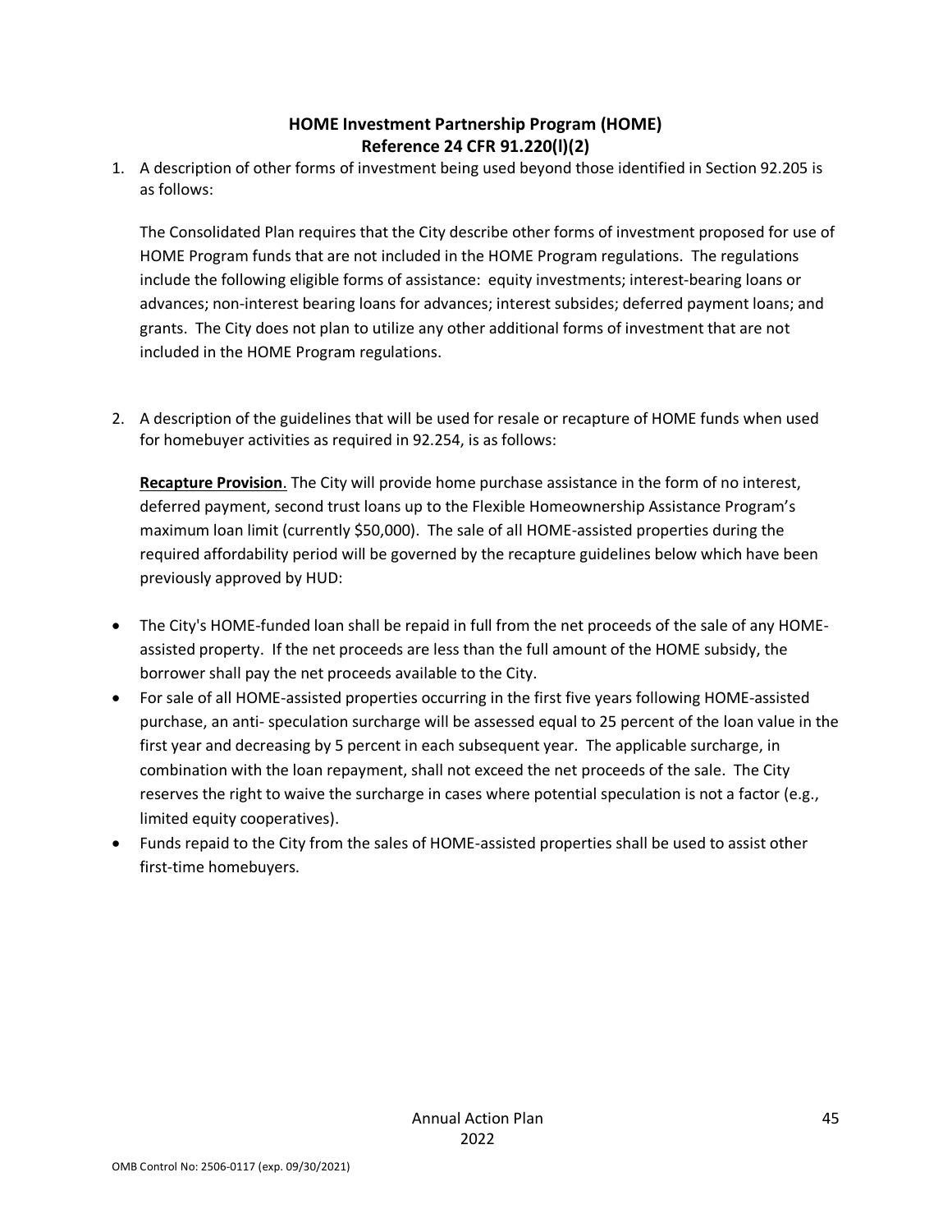## HOME Investment Partnership Program (HOME)
## Reference 24 CFR 91.220(l)(2)

1. A description of other forms of investment being used beyond those identified in Section 92.205 is as follows:

   The Consolidated Plan requires that the City describe other forms of investment proposed for use of HOME Program funds that are not included in the HOME Program regulations. The regulations include the following eligible forms of assistance: equity investments; interest-bearing loans or advances; non-interest bearing loans for advances; interest subsides; deferred payment loans; and grants. The City does not plan to utilize any other additional forms of investment that are not included in the HOME Program regulations.

2. A description of the guidelines that will be used for resale or recapture of HOME funds when used for homebuyer activities as required in 92.254, is as follows:

   **Recapture Provision**. The City will provide home purchase assistance in the form of no interest, deferred payment, second trust loans up to the Flexible Homeownership Assistance Program's maximum loan limit (currently $50,000). The sale of all HOME-assisted properties during the required affordability period will be governed by the recapture guidelines below which have been previously approved by HUD:

- The City's HOME-funded loan shall be repaid in full from the net proceeds of the sale of any HOME-assisted property. If the net proceeds are less than the full amount of the HOME subsidy, the borrower shall pay the net proceeds available to the City.
- For sale of all HOME-assisted properties occurring in the first five years following HOME-assisted purchase, an anti- speculation surcharge will be assessed equal to 25 percent of the loan value in the first year and decreasing by 5 percent in each subsequent year. The applicable surcharge, in combination with the loan repayment, shall not exceed the net proceeds of the sale. The City reserves the right to waive the surcharge in cases where potential speculation is not a factor (e.g., limited equity cooperatives).
- Funds repaid to the City from the sales of HOME-assisted properties shall be used to assist other first-time homebuyers.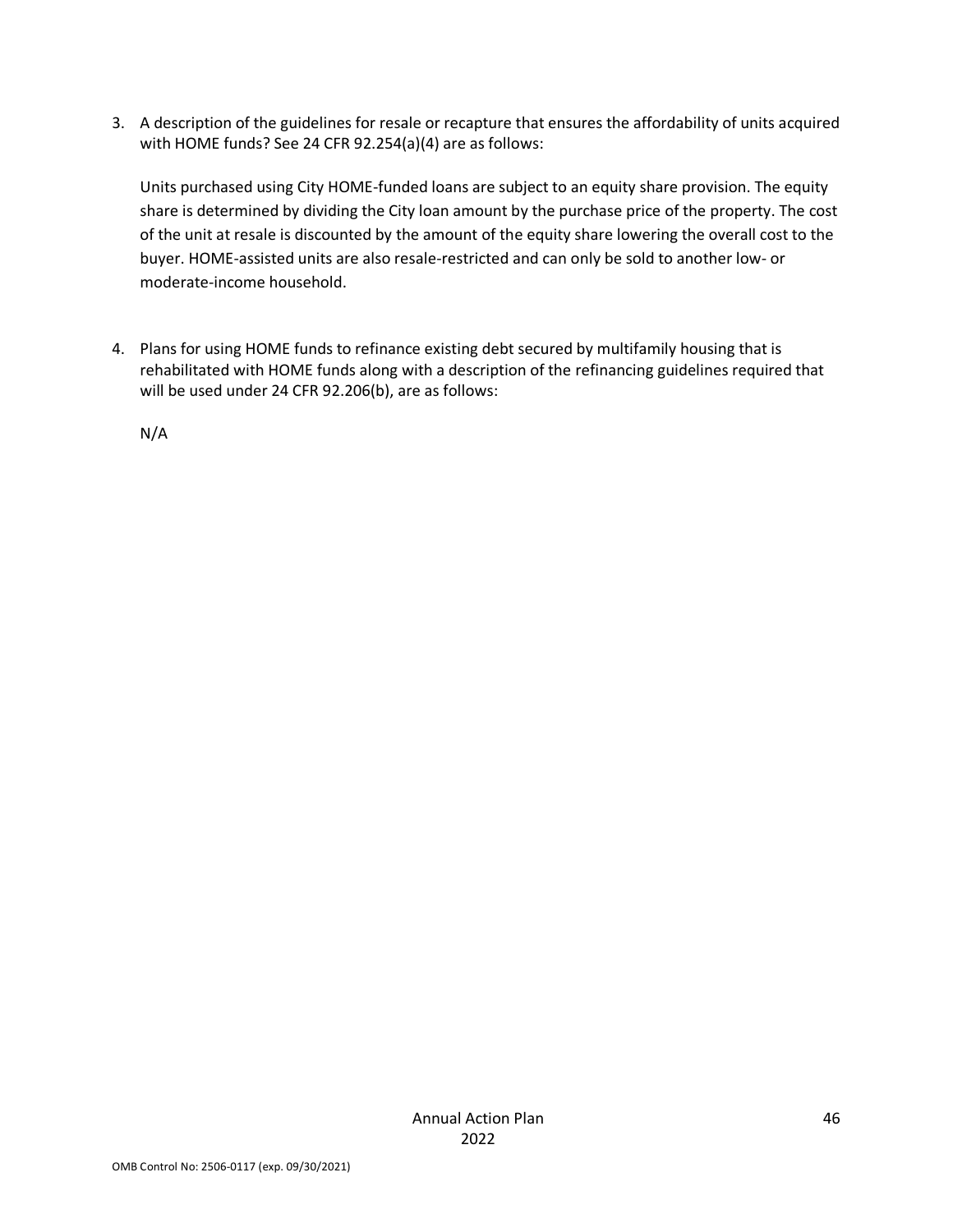3. A description of the guidelines for resale or recapture that ensures the affordability of units acquired with HOME funds? See 24 CFR 92.254(a)(4) are as follows:

   Units purchased using City HOME-funded loans are subject to an equity share provision. The equity share is determined by dividing the City loan amount by the purchase price of the property. The cost of the unit at resale is discounted by the amount of the equity share lowering the overall cost to the buyer. HOME-assisted units are also resale-restricted and can only be sold to another low- or moderate-income household.

4. Plans for using HOME funds to refinance existing debt secured by multifamily housing that is rehabilitated with HOME funds along with a description of the refinancing guidelines required that will be used under 24 CFR 92.206(b), are as follows:

   N/A